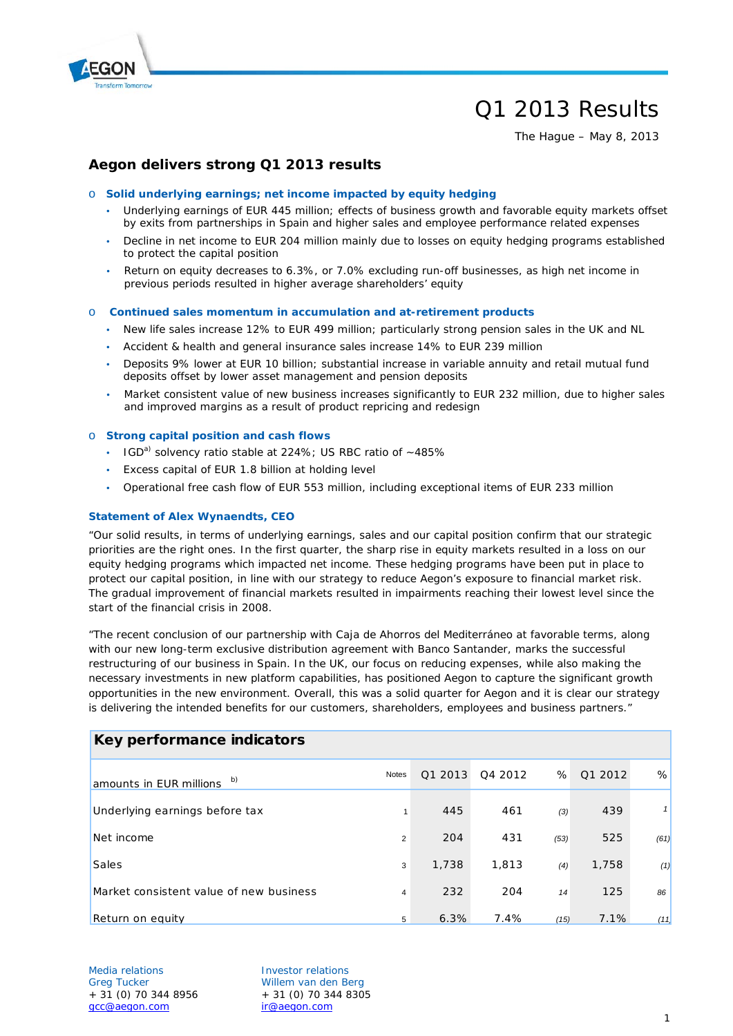# Q1 2013 Results

The Hague – May 8, 2013

## Aegon delivers strong Q1 2013 results

- **Solid underlying earnings; net income impacted by equity hedging**
  - Underlying earnings of EUR 445 million; effects of business growth and favorable equity markets offset by exits from partnerships in Spain and higher sales and employee performance related expenses
  - Decline in net income to EUR 204 million mainly due to losses on equity hedging programs established to protect the capital position
  - Return on equity decreases to 6.3%, or 7.0% excluding run-off businesses, as high net income in previous periods resulted in higher average shareholders' equity
- **Continued sales momentum in accumulation and at-retirement products**
  - New life sales increase 12% to EUR 499 million; particularly strong pension sales in the UK and NL
  - Accident & health and general insurance sales increase 14% to EUR 239 million
  - Deposits 9% lower at EUR 10 billion; substantial increase in variable annuity and retail mutual fund deposits offset by lower asset management and pension deposits
  - Market consistent value of new business increases significantly to EUR 232 million, due to higher sales and improved margins as a result of product repricing and redesign
- **Strong capital position and cash flows**
  - IGD[a)] solvency ratio stable at 224%; US RBC ratio of ~485%
  - Excess capital of EUR 1.8 billion at holding level
  - Operational free cash flow of EUR 553 million, including exceptional items of EUR 233 million

### Statement of Alex Wynaendts, CEO

"Our solid results, in terms of underlying earnings, sales and our capital position confirm that our strategic priorities are the right ones. In the first quarter, the sharp rise in equity markets resulted in a loss on our equity hedging programs which impacted net income. These hedging programs have been put in place to protect our capital position, in line with our strategy to reduce Aegon's exposure to financial market risk. The gradual improvement of financial markets resulted in impairments reaching their lowest level since the start of the financial crisis in 2008.

"The recent conclusion of our partnership with Caja de Ahorros del Mediterráneo at favorable terms, along with our new long-term exclusive distribution agreement with Banco Santander, marks the successful restructuring of our business in Spain. In the UK, our focus on reducing expenses, while also making the necessary investments in new platform capabilities, has positioned Aegon to capture the significant growth opportunities in the new environment. Overall, this was a solid quarter for Aegon and it is clear our strategy is delivering the intended benefits for our customers, shareholders, employees and business partners."

### Key performance indicators

| amounts in EUR millions [b)] | Notes | Q1 2013 | Q4 2012 | % | Q1 2012 | % |
|---|---|---|---|---|---|---|
| Underlying earnings before tax | 1 | 445 | 461 | (3) | 439 | 1 |
| Net income | 2 | 204 | 431 | (53) | 525 | (61) |
| Sales | 3 | 1,738 | 1,813 | (4) | 1,758 | (1) |
| Market consistent value of new business | 4 | 232 | 204 | 14 | 125 | 86 |
| Return on equity | 5 | 6.3% | 7.4% | (15) | 7.1% | (11) |

Media relations
Greg Tucker
+ 31 (0) 70 344 8956
gcc@aegon.com

Investor relations
Willem van den Berg
+ 31 (0) 70 344 8305
ir@aegon.com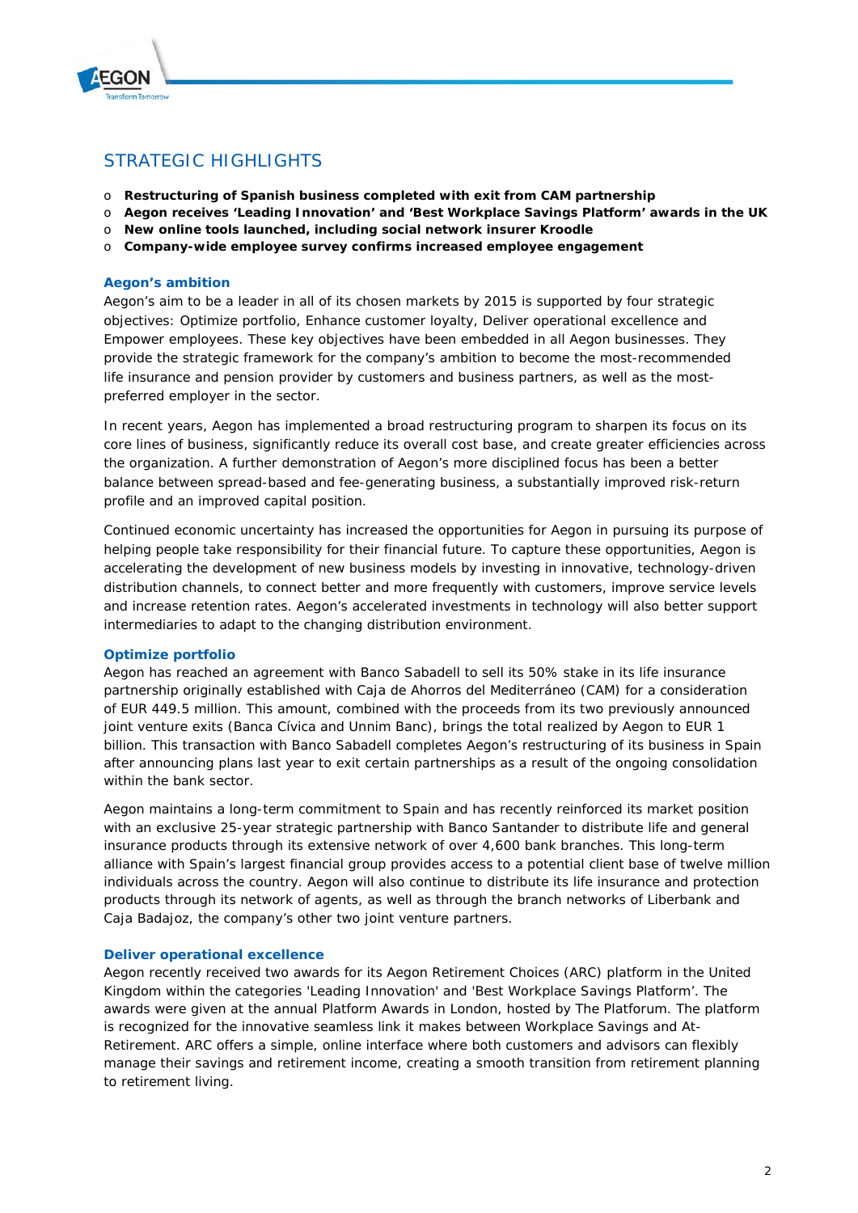## STRATEGIC HIGHLIGHTS

- **Restructuring of Spanish business completed with exit from CAM partnership**
- **Aegon receives 'Leading Innovation' and 'Best Workplace Savings Platform' awards in the UK**
- **New online tools launched, including social network insurer Kroodle**
- **Company-wide employee survey confirms increased employee engagement**

### Aegon's ambition

Aegon's aim to be a leader in all of its chosen markets by 2015 is supported by four strategic objectives: Optimize portfolio, Enhance customer loyalty, Deliver operational excellence and Empower employees. These key objectives have been embedded in all Aegon businesses. They provide the strategic framework for the company's ambition to become the most-recommended life insurance and pension provider by customers and business partners, as well as the most-preferred employer in the sector.

In recent years, Aegon has implemented a broad restructuring program to sharpen its focus on its core lines of business, significantly reduce its overall cost base, and create greater efficiencies across the organization. A further demonstration of Aegon's more disciplined focus has been a better balance between spread-based and fee-generating business, a substantially improved risk-return profile and an improved capital position.

Continued economic uncertainty has increased the opportunities for Aegon in pursuing its purpose of helping people take responsibility for their financial future. To capture these opportunities, Aegon is accelerating the development of new business models by investing in innovative, technology-driven distribution channels, to connect better and more frequently with customers, improve service levels and increase retention rates. Aegon's accelerated investments in technology will also better support intermediaries to adapt to the changing distribution environment.

### Optimize portfolio

Aegon has reached an agreement with Banco Sabadell to sell its 50% stake in its life insurance partnership originally established with Caja de Ahorros del Mediterráneo (CAM) for a consideration of EUR 449.5 million. This amount, combined with the proceeds from its two previously announced joint venture exits (Banca Cívica and Unnim Banc), brings the total realized by Aegon to EUR 1 billion. This transaction with Banco Sabadell completes Aegon's restructuring of its business in Spain after announcing plans last year to exit certain partnerships as a result of the ongoing consolidation within the bank sector.

Aegon maintains a long-term commitment to Spain and has recently reinforced its market position with an exclusive 25-year strategic partnership with Banco Santander to distribute life and general insurance products through its extensive network of over 4,600 bank branches. This long-term alliance with Spain's largest financial group provides access to a potential client base of twelve million individuals across the country. Aegon will also continue to distribute its life insurance and protection products through its network of agents, as well as through the branch networks of Liberbank and Caja Badajoz, the company's other two joint venture partners.

### Deliver operational excellence

Aegon recently received two awards for its Aegon Retirement Choices (ARC) platform in the United Kingdom within the categories 'Leading Innovation' and 'Best Workplace Savings Platform'. The awards were given at the annual Platform Awards in London, hosted by The Platforum. The platform is recognized for the innovative seamless link it makes between Workplace Savings and At-Retirement. ARC offers a simple, online interface where both customers and advisors can flexibly manage their savings and retirement income, creating a smooth transition from retirement planning to retirement living.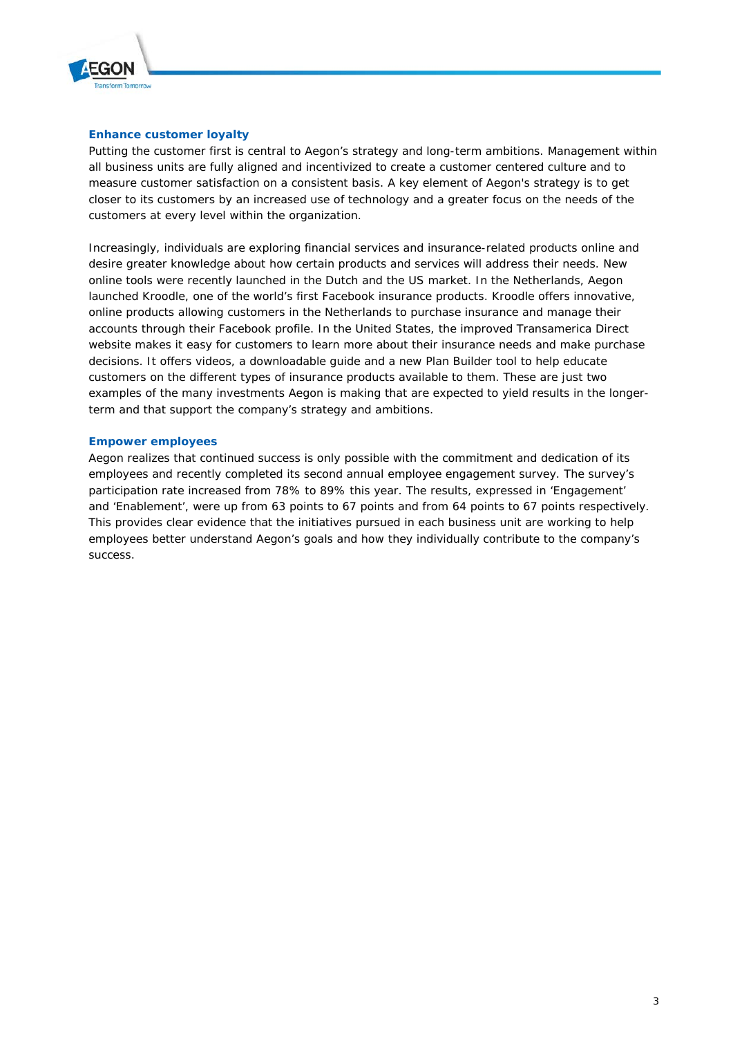### Enhance customer loyalty

Putting the customer first is central to Aegon's strategy and long-term ambitions. Management within all business units are fully aligned and incentivized to create a customer centered culture and to measure customer satisfaction on a consistent basis. A key element of Aegon's strategy is to get closer to its customers by an increased use of technology and a greater focus on the needs of the customers at every level within the organization.

Increasingly, individuals are exploring financial services and insurance-related products online and desire greater knowledge about how certain products and services will address their needs. New online tools were recently launched in the Dutch and the US market. In the Netherlands, Aegon launched Kroodle, one of the world's first Facebook insurance products. Kroodle offers innovative, online products allowing customers in the Netherlands to purchase insurance and manage their accounts through their Facebook profile. In the United States, the improved Transamerica Direct website makes it easy for customers to learn more about their insurance needs and make purchase decisions. It offers videos, a downloadable guide and a new Plan Builder tool to help educate customers on the different types of insurance products available to them. These are just two examples of the many investments Aegon is making that are expected to yield results in the longer-term and that support the company's strategy and ambitions.

### Empower employees

Aegon realizes that continued success is only possible with the commitment and dedication of its employees and recently completed its second annual employee engagement survey. The survey's participation rate increased from 78% to 89% this year. The results, expressed in 'Engagement' and 'Enablement', were up from 63 points to 67 points and from 64 points to 67 points respectively. This provides clear evidence that the initiatives pursued in each business unit are working to help employees better understand Aegon's goals and how they individually contribute to the company's success.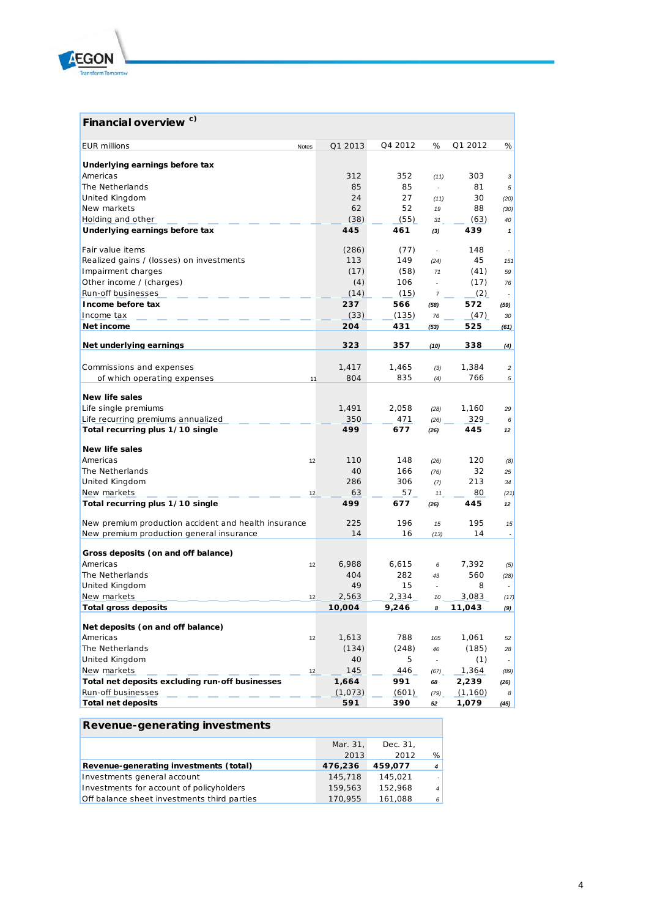## Financial overview c)

| EUR millions | Notes | Q1 2013 | Q4 2012 | % | Q1 2012 | % |
|---|---|---|---|---|---|---|
| **Underlying earnings before tax** | | | | | | |
| Americas | | 312 | 352 | (11) | 303 | 3 |
| The Netherlands | | 85 | 85 | - | 81 | 5 |
| United Kingdom | | 24 | 27 | (11) | 30 | (20) |
| New markets | | 62 | 52 | 19 | 88 | (30) |
| Holding and other | | (38) | (55) | 31 | (63) | 40 |
| **Underlying earnings before tax** | | **445** | **461** | **(3)** | **439** | **1** |
| | | | | | | |
| Fair value items | | (286) | (77) | - | 148 | - |
| Realized gains / (losses) on investments | | 113 | 149 | (24) | 45 | 151 |
| Impairment charges | | (17) | (58) | 71 | (41) | 59 |
| Other income / (charges) | | (4) | 106 | - | (17) | 76 |
| Run-off businesses | | (14) | (15) | 7 | (2) | - |
| **Income before tax** | | **237** | **566** | **(58)** | **572** | **(59)** |
| Income tax | | (33) | (135) | 76 | (47) | 30 |
| **Net income** | | **204** | **431** | **(53)** | **525** | **(61)** |
| | | | | | | |
| **Net underlying earnings** | | **323** | **357** | **(10)** | **338** | **(4)** |
| | | | | | | |
| Commissions and expenses | | 1,417 | 1,465 | (3) | 1,384 | 2 |
| of which operating expenses | 11 | 804 | 835 | (4) | 766 | 5 |
| | | | | | | |
| **New life sales** | | | | | | |
| Life single premiums | | 1,491 | 2,058 | (28) | 1,160 | 29 |
| Life recurring premiums annualized | | 350 | 471 | (26) | 329 | 6 |
| **Total recurring plus 1/10 single** | | **499** | **677** | **(26)** | **445** | **12** |
| | | | | | | |
| **New life sales** | | | | | | |
| Americas | 12 | 110 | 148 | (26) | 120 | (8) |
| The Netherlands | | 40 | 166 | (76) | 32 | 25 |
| United Kingdom | | 286 | 306 | (7) | 213 | 34 |
| New markets | 12 | 63 | 57 | 11 | 80 | (21) |
| **Total recurring plus 1/10 single** | | **499** | **677** | **(26)** | **445** | **12** |
| | | | | | | |
| New premium production accident and health insurance | | 225 | 196 | 15 | 195 | 15 |
| New premium production general insurance | | 14 | 16 | (13) | 14 | - |
| | | | | | | |
| **Gross deposits (on and off balance)** | | | | | | |
| Americas | 12 | 6,988 | 6,615 | 6 | 7,392 | (5) |
| The Netherlands | | 404 | 282 | 43 | 560 | (28) |
| United Kingdom | | 49 | 15 | - | 8 | - |
| New markets | 12 | 2,563 | 2,334 | 10 | 3,083 | (17) |
| **Total gross deposits** | | **10,004** | **9,246** | **8** | **11,043** | **(9)** |
| | | | | | | |
| **Net deposits (on and off balance)** | | | | | | |
| Americas | 12 | 1,613 | 788 | 105 | 1,061 | 52 |
| The Netherlands | | (134) | (248) | 46 | (185) | 28 |
| United Kingdom | | 40 | 5 | - | (1) | - |
| New markets | 12 | 145 | 446 | (67) | 1,364 | (89) |
| **Total net deposits excluding run-off businesses** | | **1,664** | **991** | **68** | **2,239** | **(26)** |
| Run-off businesses | | (1,073) | (601) | (79) | (1,160) | 8 |
| **Total net deposits** | | **591** | **390** | **52** | **1,079** | **(45)** |

## Revenue-generating investments

| | Mar. 31, 2013 | Dec. 31, 2012 | % |
|---|---|---|---|
| **Revenue-generating investments (total)** | **476,236** | **459,077** | **4** |
| Investments general account | 145,718 | 145,021 | - |
| Investments for account of policyholders | 159,563 | 152,968 | 4 |
| Off balance sheet investments third parties | 170,955 | 161,088 | 6 |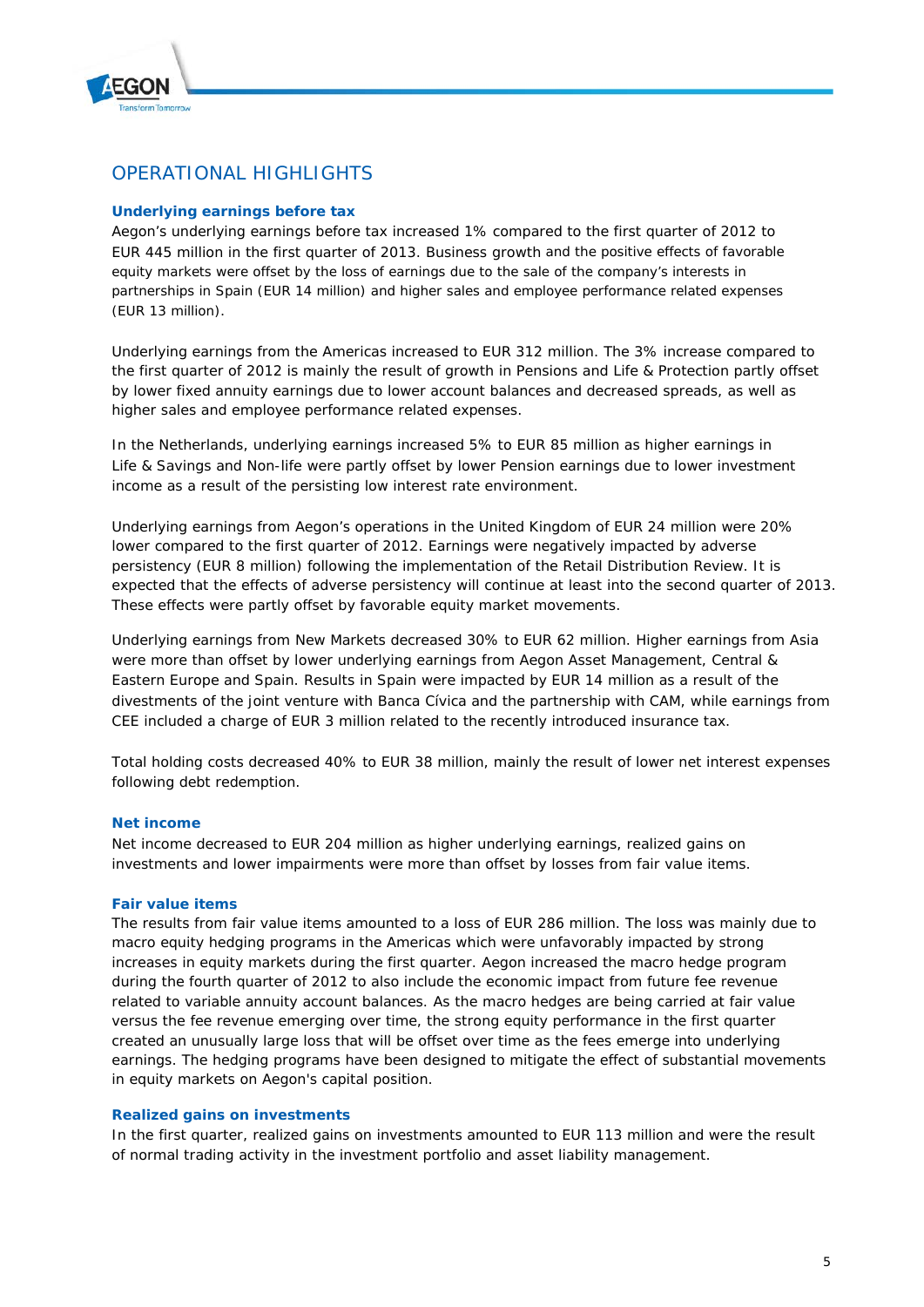## OPERATIONAL HIGHLIGHTS

### Underlying earnings before tax

Aegon's underlying earnings before tax increased 1% compared to the first quarter of 2012 to EUR 445 million in the first quarter of 2013. Business growth and the positive effects of favorable equity markets were offset by the loss of earnings due to the sale of the company's interests in partnerships in Spain (EUR 14 million) and higher sales and employee performance related expenses (EUR 13 million).

Underlying earnings from the Americas increased to EUR 312 million. The 3% increase compared to the first quarter of 2012 is mainly the result of growth in Pensions and Life & Protection partly offset by lower fixed annuity earnings due to lower account balances and decreased spreads, as well as higher sales and employee performance related expenses.

In the Netherlands, underlying earnings increased 5% to EUR 85 million as higher earnings in Life & Savings and Non-life were partly offset by lower Pension earnings due to lower investment income as a result of the persisting low interest rate environment.

Underlying earnings from Aegon's operations in the United Kingdom of EUR 24 million were 20% lower compared to the first quarter of 2012. Earnings were negatively impacted by adverse persistency (EUR 8 million) following the implementation of the Retail Distribution Review. It is expected that the effects of adverse persistency will continue at least into the second quarter of 2013. These effects were partly offset by favorable equity market movements.

Underlying earnings from New Markets decreased 30% to EUR 62 million. Higher earnings from Asia were more than offset by lower underlying earnings from Aegon Asset Management, Central & Eastern Europe and Spain. Results in Spain were impacted by EUR 14 million as a result of the divestments of the joint venture with Banca Cívica and the partnership with CAM, while earnings from CEE included a charge of EUR 3 million related to the recently introduced insurance tax.

Total holding costs decreased 40% to EUR 38 million, mainly the result of lower net interest expenses following debt redemption.

### Net income

Net income decreased to EUR 204 million as higher underlying earnings, realized gains on investments and lower impairments were more than offset by losses from fair value items.

### Fair value items

The results from fair value items amounted to a loss of EUR 286 million. The loss was mainly due to macro equity hedging programs in the Americas which were unfavorably impacted by strong increases in equity markets during the first quarter. Aegon increased the macro hedge program during the fourth quarter of 2012 to also include the economic impact from future fee revenue related to variable annuity account balances. As the macro hedges are being carried at fair value versus the fee revenue emerging over time, the strong equity performance in the first quarter created an unusually large loss that will be offset over time as the fees emerge into underlying earnings. The hedging programs have been designed to mitigate the effect of substantial movements in equity markets on Aegon's capital position.

### Realized gains on investments

In the first quarter, realized gains on investments amounted to EUR 113 million and were the result of normal trading activity in the investment portfolio and asset liability management.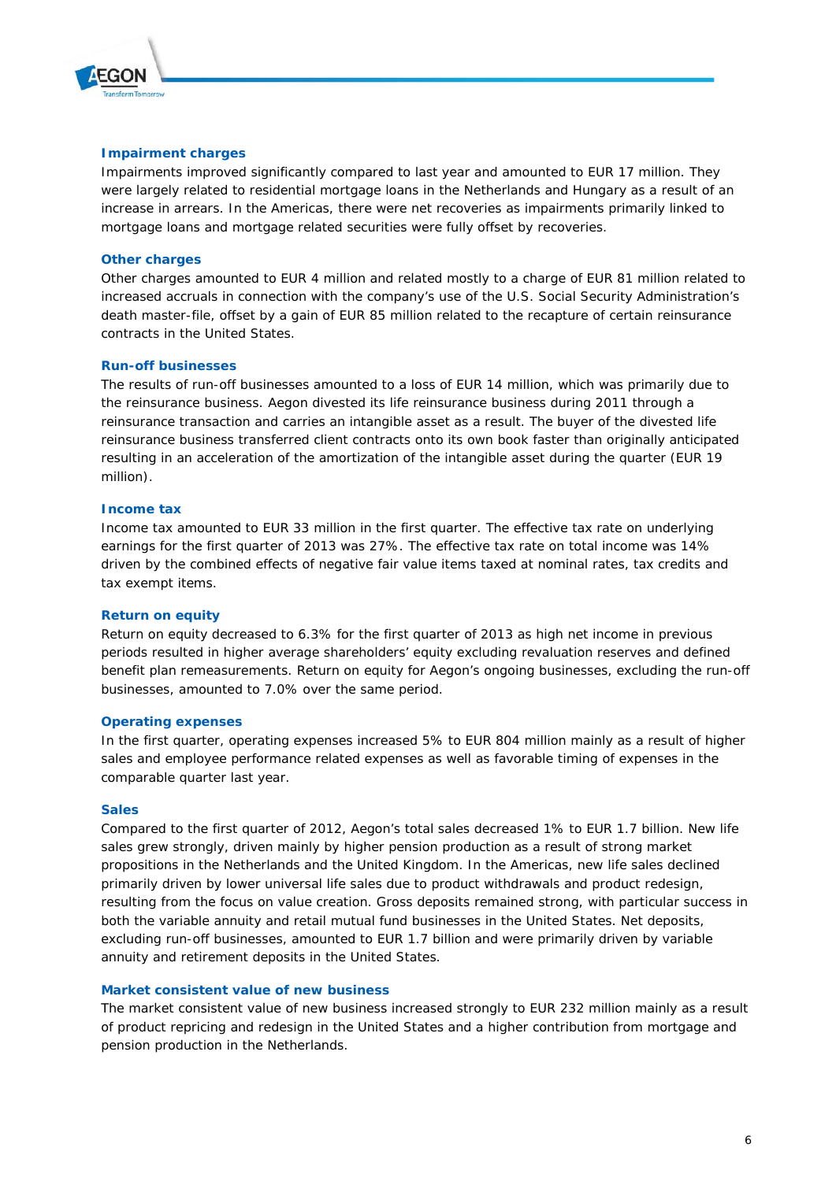### Impairment charges

Impairments improved significantly compared to last year and amounted to EUR 17 million. They were largely related to residential mortgage loans in the Netherlands and Hungary as a result of an increase in arrears. In the Americas, there were net recoveries as impairments primarily linked to mortgage loans and mortgage related securities were fully offset by recoveries.

### Other charges

Other charges amounted to EUR 4 million and related mostly to a charge of EUR 81 million related to increased accruals in connection with the company's use of the U.S. Social Security Administration's death master-file, offset by a gain of EUR 85 million related to the recapture of certain reinsurance contracts in the United States.

### Run-off businesses

The results of run-off businesses amounted to a loss of EUR 14 million, which was primarily due to the reinsurance business. Aegon divested its life reinsurance business during 2011 through a reinsurance transaction and carries an intangible asset as a result. The buyer of the divested life reinsurance business transferred client contracts onto its own book faster than originally anticipated resulting in an acceleration of the amortization of the intangible asset during the quarter (EUR 19 million).

### Income tax

Income tax amounted to EUR 33 million in the first quarter. The effective tax rate on underlying earnings for the first quarter of 2013 was 27%. The effective tax rate on total income was 14% driven by the combined effects of negative fair value items taxed at nominal rates, tax credits and tax exempt items.

### Return on equity

Return on equity decreased to 6.3% for the first quarter of 2013 as high net income in previous periods resulted in higher average shareholders' equity excluding revaluation reserves and defined benefit plan remeasurements. Return on equity for Aegon's ongoing businesses, excluding the run-off businesses, amounted to 7.0% over the same period.

### Operating expenses

In the first quarter, operating expenses increased 5% to EUR 804 million mainly as a result of higher sales and employee performance related expenses as well as favorable timing of expenses in the comparable quarter last year.

### Sales

Compared to the first quarter of 2012, Aegon's total sales decreased 1% to EUR 1.7 billion. New life sales grew strongly, driven mainly by higher pension production as a result of strong market propositions in the Netherlands and the United Kingdom. In the Americas, new life sales declined primarily driven by lower universal life sales due to product withdrawals and product redesign, resulting from the focus on value creation. Gross deposits remained strong, with particular success in both the variable annuity and retail mutual fund businesses in the United States. Net deposits, excluding run-off businesses, amounted to EUR 1.7 billion and were primarily driven by variable annuity and retirement deposits in the United States.

### Market consistent value of new business

The market consistent value of new business increased strongly to EUR 232 million mainly as a result of product repricing and redesign in the United States and a higher contribution from mortgage and pension production in the Netherlands.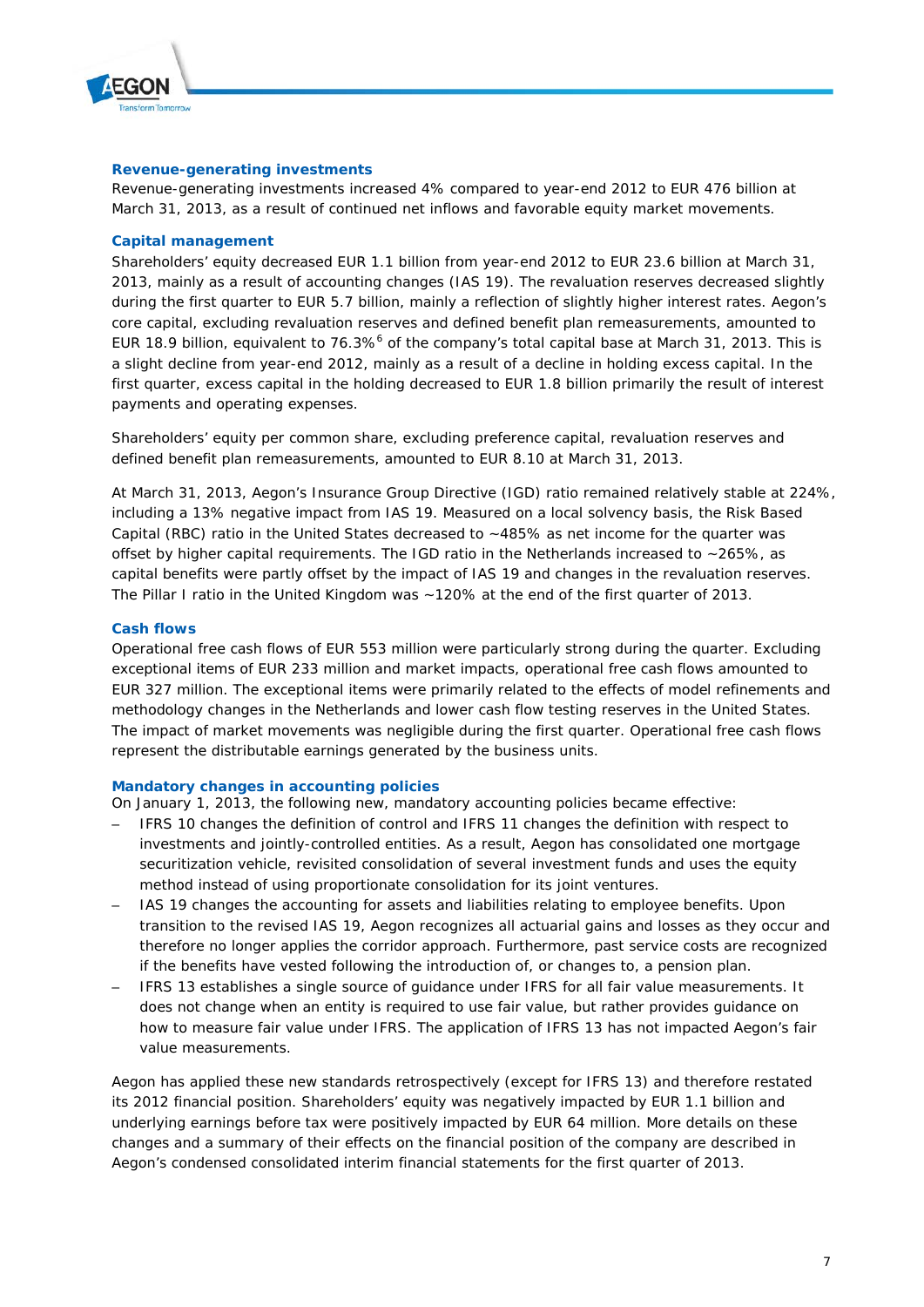## Revenue-generating investments

Revenue-generating investments increased 4% compared to year-end 2012 to EUR 476 billion at March 31, 2013, as a result of continued net inflows and favorable equity market movements.

## Capital management

Shareholders' equity decreased EUR 1.1 billion from year-end 2012 to EUR 23.6 billion at March 31, 2013, mainly as a result of accounting changes (IAS 19). The revaluation reserves decreased slightly during the first quarter to EUR 5.7 billion, mainly a reflection of slightly higher interest rates. Aegon's core capital, excluding revaluation reserves and defined benefit plan remeasurements, amounted to EUR 18.9 billion, equivalent to 76.3%[6] of the company's total capital base at March 31, 2013. This is a slight decline from year-end 2012, mainly as a result of a decline in holding excess capital. In the first quarter, excess capital in the holding decreased to EUR 1.8 billion primarily the result of interest payments and operating expenses.

Shareholders' equity per common share, excluding preference capital, revaluation reserves and defined benefit plan remeasurements, amounted to EUR 8.10 at March 31, 2013.

At March 31, 2013, Aegon's Insurance Group Directive (IGD) ratio remained relatively stable at 224%, including a 13% negative impact from IAS 19. Measured on a local solvency basis, the Risk Based Capital (RBC) ratio in the United States decreased to ~485% as net income for the quarter was offset by higher capital requirements. The IGD ratio in the Netherlands increased to ~265%, as capital benefits were partly offset by the impact of IAS 19 and changes in the revaluation reserves. The Pillar I ratio in the United Kingdom was ~120% at the end of the first quarter of 2013.

## Cash flows

Operational free cash flows of EUR 553 million were particularly strong during the quarter. Excluding exceptional items of EUR 233 million and market impacts, operational free cash flows amounted to EUR 327 million. The exceptional items were primarily related to the effects of model refinements and methodology changes in the Netherlands and lower cash flow testing reserves in the United States. The impact of market movements was negligible during the first quarter. Operational free cash flows represent the distributable earnings generated by the business units.

## Mandatory changes in accounting policies

On January 1, 2013, the following new, mandatory accounting policies became effective:

- IFRS 10 changes the definition of control and IFRS 11 changes the definition with respect to investments and jointly-controlled entities. As a result, Aegon has consolidated one mortgage securitization vehicle, revisited consolidation of several investment funds and uses the equity method instead of using proportionate consolidation for its joint ventures.
- IAS 19 changes the accounting for assets and liabilities relating to employee benefits. Upon transition to the revised IAS 19, Aegon recognizes all actuarial gains and losses as they occur and therefore no longer applies the corridor approach. Furthermore, past service costs are recognized if the benefits have vested following the introduction of, or changes to, a pension plan.
- IFRS 13 establishes a single source of guidance under IFRS for all fair value measurements. It does not change when an entity is required to use fair value, but rather provides guidance on how to measure fair value under IFRS. The application of IFRS 13 has not impacted Aegon's fair value measurements.

Aegon has applied these new standards retrospectively (except for IFRS 13) and therefore restated its 2012 financial position. Shareholders' equity was negatively impacted by EUR 1.1 billion and underlying earnings before tax were positively impacted by EUR 64 million. More details on these changes and a summary of their effects on the financial position of the company are described in Aegon's condensed consolidated interim financial statements for the first quarter of 2013.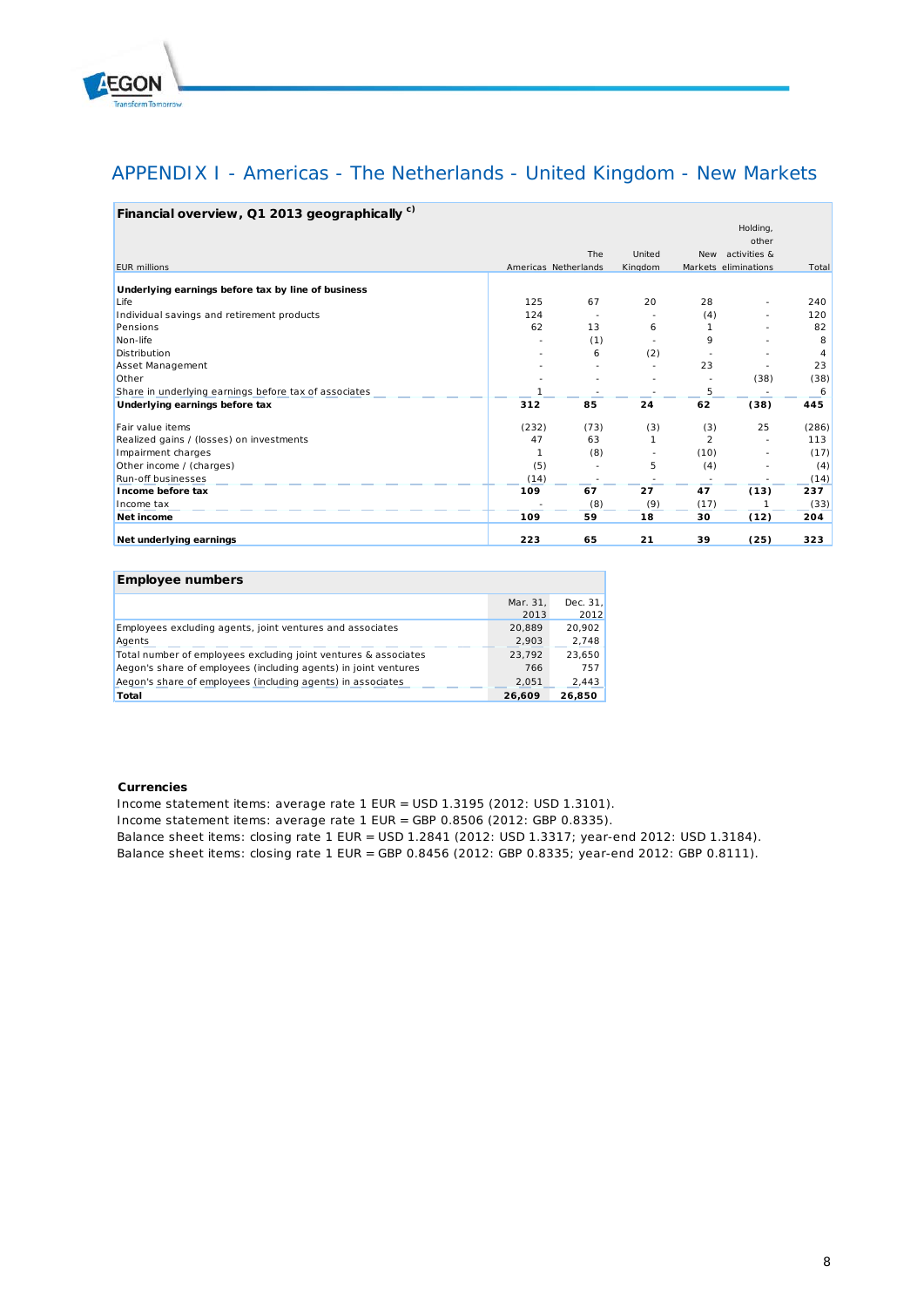# APPENDIX I - Americas - The Netherlands - United Kingdom - New Markets

**Financial overview, Q1 2013 geographically c)**

| EUR millions | Americas | The Netherlands | United Kingdom | New Markets | Holding, other activities & eliminations | Total |
|---|---|---|---|---|---|---|
| **Underlying earnings before tax by line of business** | | | | | | |
| Life | 125 | 67 | 20 | 28 | - | 240 |
| Individual savings and retirement products | 124 | - | - | (4) | - | 120 |
| Pensions | 62 | 13 | 6 | 1 | - | 82 |
| Non-life | - | (1) | - | 9 | - | 8 |
| Distribution | - | 6 | (2) | - | - | 4 |
| Asset Management | - | - | - | 23 | - | 23 |
| Other | - | - | - | - | (38) | (38) |
| Share in underlying earnings before tax of associates | 1 | - | - | 5 | - | 6 |
| **Underlying earnings before tax** | **312** | **85** | **24** | **62** | **(38)** | **445** |
| | | | | | | |
| Fair value items | (232) | (73) | (3) | (3) | 25 | (286) |
| Realized gains / (losses) on investments | 47 | 63 | 1 | 2 | - | 113 |
| Impairment charges | 1 | (8) | - | (10) | - | (17) |
| Other income / (charges) | (5) | - | 5 | (4) | - | (4) |
| Run-off businesses | (14) | - | - | - | - | (14) |
| **Income before tax** | **109** | **67** | **27** | **47** | **(13)** | **237** |
| Income tax | - | (8) | (9) | (17) | 1 | (33) |
| **Net income** | **109** | **59** | **18** | **30** | **(12)** | **204** |
| | | | | | | |
| **Net underlying earnings** | **223** | **65** | **21** | **39** | **(25)** | **323** |

**Employee numbers**

| | Mar. 31, 2013 | Dec. 31, 2012 |
|---|---|---|
| Employees excluding agents, joint ventures and associates | 20,889 | 20,902 |
| Agents | 2,903 | 2,748 |
| Total number of employees excluding joint ventures & associates | 23,792 | 23,650 |
| Aegon's share of employees (including agents) in joint ventures | 766 | 757 |
| Aegon's share of employees (including agents) in associates | 2,051 | 2,443 |
| **Total** | **26,609** | **26,850** |

**Currencies**

Income statement items: average rate 1 EUR = USD 1.3195 (2012: USD 1.3101).
Income statement items: average rate 1 EUR = GBP 0.8506 (2012: GBP 0.8335).
Balance sheet items: closing rate 1 EUR = USD 1.2841 (2012: USD 1.3317; year-end 2012: USD 1.3184).
Balance sheet items: closing rate 1 EUR = GBP 0.8456 (2012: GBP 0.8335; year-end 2012: GBP 0.8111).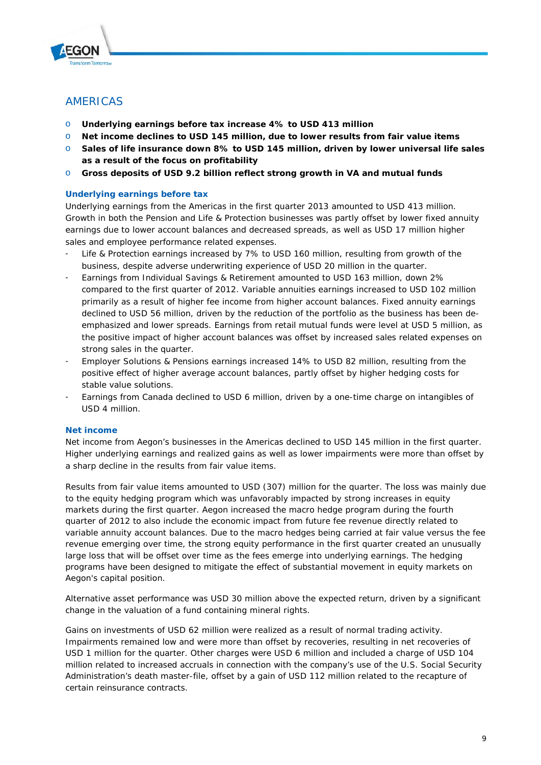## AMERICAS

- **Underlying earnings before tax increase 4% to USD 413 million**
- **Net income declines to USD 145 million, due to lower results from fair value items**
- **Sales of life insurance down 8% to USD 145 million, driven by lower universal life sales as a result of the focus on profitability**
- **Gross deposits of USD 9.2 billion reflect strong growth in VA and mutual funds**

### Underlying earnings before tax

Underlying earnings from the Americas in the first quarter 2013 amounted to USD 413 million. Growth in both the Pension and Life & Protection businesses was partly offset by lower fixed annuity earnings due to lower account balances and decreased spreads, as well as USD 17 million higher sales and employee performance related expenses.

- Life & Protection earnings increased by 7% to USD 160 million, resulting from growth of the business, despite adverse underwriting experience of USD 20 million in the quarter.
- Earnings from Individual Savings & Retirement amounted to USD 163 million, down 2% compared to the first quarter of 2012. Variable annuities earnings increased to USD 102 million primarily as a result of higher fee income from higher account balances. Fixed annuity earnings declined to USD 56 million, driven by the reduction of the portfolio as the business has been de-emphasized and lower spreads. Earnings from retail mutual funds were level at USD 5 million, as the positive impact of higher account balances was offset by increased sales related expenses on strong sales in the quarter.
- Employer Solutions & Pensions earnings increased 14% to USD 82 million, resulting from the positive effect of higher average account balances, partly offset by higher hedging costs for stable value solutions.
- Earnings from Canada declined to USD 6 million, driven by a one-time charge on intangibles of USD 4 million.

### Net income

Net income from Aegon's businesses in the Americas declined to USD 145 million in the first quarter. Higher underlying earnings and realized gains as well as lower impairments were more than offset by a sharp decline in the results from fair value items.

Results from fair value items amounted to USD (307) million for the quarter. The loss was mainly due to the equity hedging program which was unfavorably impacted by strong increases in equity markets during the first quarter. Aegon increased the macro hedge program during the fourth quarter of 2012 to also include the economic impact from future fee revenue directly related to variable annuity account balances. Due to the macro hedges being carried at fair value versus the fee revenue emerging over time, the strong equity performance in the first quarter created an unusually large loss that will be offset over time as the fees emerge into underlying earnings. The hedging programs have been designed to mitigate the effect of substantial movement in equity markets on Aegon's capital position.

Alternative asset performance was USD 30 million above the expected return, driven by a significant change in the valuation of a fund containing mineral rights.

Gains on investments of USD 62 million were realized as a result of normal trading activity. Impairments remained low and were more than offset by recoveries, resulting in net recoveries of USD 1 million for the quarter. Other charges were USD 6 million and included a charge of USD 104 million related to increased accruals in connection with the company's use of the U.S. Social Security Administration's death master-file, offset by a gain of USD 112 million related to the recapture of certain reinsurance contracts.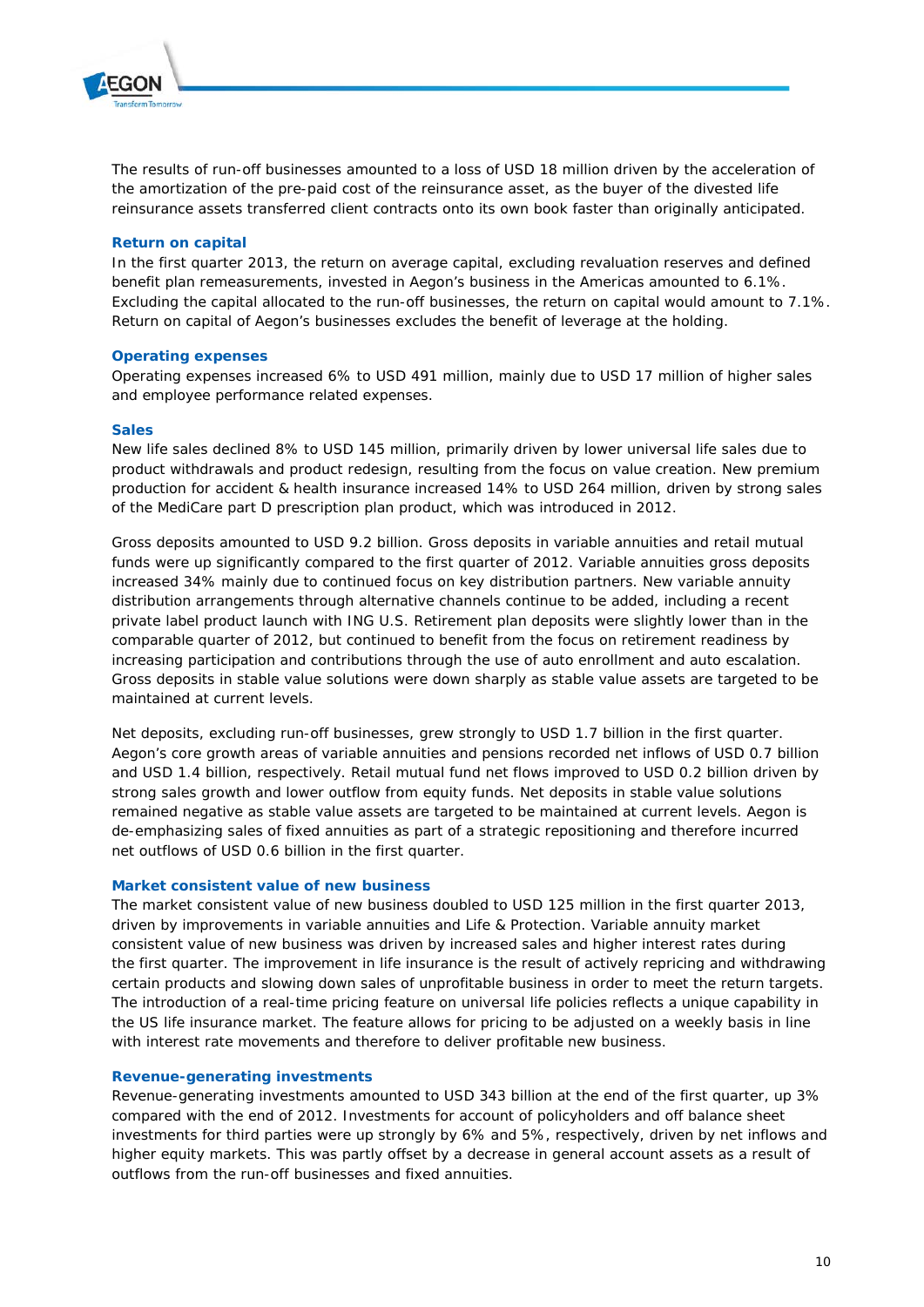The results of run-off businesses amounted to a loss of USD 18 million driven by the acceleration of the amortization of the pre-paid cost of the reinsurance asset, as the buyer of the divested life reinsurance assets transferred client contracts onto its own book faster than originally anticipated.

### Return on capital

In the first quarter 2013, the return on average capital, excluding revaluation reserves and defined benefit plan remeasurements, invested in Aegon's business in the Americas amounted to 6.1%. Excluding the capital allocated to the run-off businesses, the return on capital would amount to 7.1%. Return on capital of Aegon's businesses excludes the benefit of leverage at the holding.

### Operating expenses

Operating expenses increased 6% to USD 491 million, mainly due to USD 17 million of higher sales and employee performance related expenses.

### Sales

New life sales declined 8% to USD 145 million, primarily driven by lower universal life sales due to product withdrawals and product redesign, resulting from the focus on value creation. New premium production for accident & health insurance increased 14% to USD 264 million, driven by strong sales of the MediCare part D prescription plan product, which was introduced in 2012.

Gross deposits amounted to USD 9.2 billion. Gross deposits in variable annuities and retail mutual funds were up significantly compared to the first quarter of 2012. Variable annuities gross deposits increased 34% mainly due to continued focus on key distribution partners. New variable annuity distribution arrangements through alternative channels continue to be added, including a recent private label product launch with ING U.S. Retirement plan deposits were slightly lower than in the comparable quarter of 2012, but continued to benefit from the focus on retirement readiness by increasing participation and contributions through the use of auto enrollment and auto escalation. Gross deposits in stable value solutions were down sharply as stable value assets are targeted to be maintained at current levels.

Net deposits, excluding run-off businesses, grew strongly to USD 1.7 billion in the first quarter. Aegon's core growth areas of variable annuities and pensions recorded net inflows of USD 0.7 billion and USD 1.4 billion, respectively. Retail mutual fund net flows improved to USD 0.2 billion driven by strong sales growth and lower outflow from equity funds. Net deposits in stable value solutions remained negative as stable value assets are targeted to be maintained at current levels. Aegon is de-emphasizing sales of fixed annuities as part of a strategic repositioning and therefore incurred net outflows of USD 0.6 billion in the first quarter.

### Market consistent value of new business

The market consistent value of new business doubled to USD 125 million in the first quarter 2013, driven by improvements in variable annuities and Life & Protection. Variable annuity market consistent value of new business was driven by increased sales and higher interest rates during the first quarter. The improvement in life insurance is the result of actively repricing and withdrawing certain products and slowing down sales of unprofitable business in order to meet the return targets. The introduction of a real-time pricing feature on universal life policies reflects a unique capability in the US life insurance market. The feature allows for pricing to be adjusted on a weekly basis in line with interest rate movements and therefore to deliver profitable new business.

### Revenue-generating investments

Revenue-generating investments amounted to USD 343 billion at the end of the first quarter, up 3% compared with the end of 2012. Investments for account of policyholders and off balance sheet investments for third parties were up strongly by 6% and 5%, respectively, driven by net inflows and higher equity markets. This was partly offset by a decrease in general account assets as a result of outflows from the run-off businesses and fixed annuities.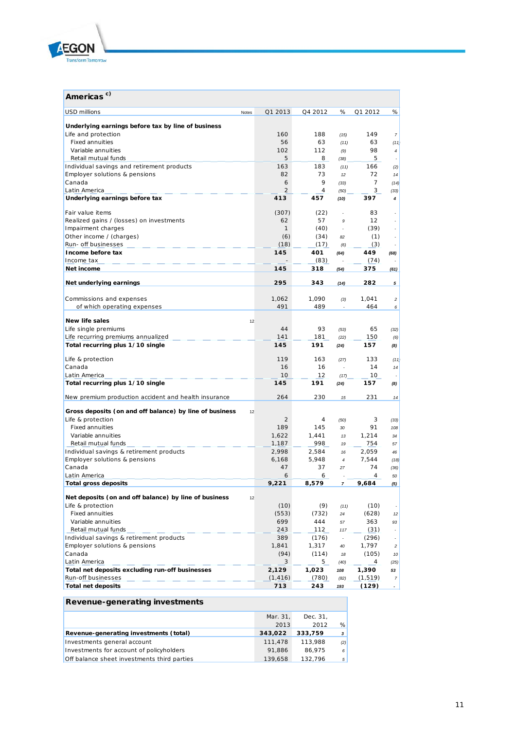## Americas [c)]

| USD millions | Notes | Q1 2013 | Q4 2012 | % | Q1 2012 | % |
|---|---|---|---|---|---|---|
| **Underlying earnings before tax by line of business** | | | | | | |
| Life and protection | | 160 | 188 | (15) | 149 | 7 |
| Fixed annuities | | 56 | 63 | (11) | 63 | (11) |
| Variable annuities | | 102 | 112 | (9) | 98 | 4 |
| Retail mutual funds | | 5 | 8 | (38) | 5 | - |
| Individual savings and retirement products | | 163 | 183 | (11) | 166 | (2) |
| Employer solutions & pensions | | 82 | 73 | 12 | 72 | 14 |
| Canada | | 6 | 9 | (33) | 7 | (14) |
| Latin America | | 2 | 4 | (50) | 3 | (33) |
| **Underlying earnings before tax** | | **413** | **457** | **(10)** | **397** | **4** |
| | | | | | | |
| Fair value items | | (307) | (22) | - | 83 | - |
| Realized gains / (losses) on investments | | 62 | 57 | 9 | 12 | - |
| Impairment charges | | 1 | (40) | - | (39) | - |
| Other income / (charges) | | (6) | (34) | 82 | (1) | - |
| Run- off businesses | | (18) | (17) | (6) | (3) | - |
| **Income before tax** | | **145** | **401** | **(64)** | **449** | **(68)** |
| Income tax | | - | (83) | - | (74) | - |
| **Net income** | | **145** | **318** | **(54)** | **375** | **(61)** |
| | | | | | | |
| **Net underlying earnings** | | **295** | **343** | **(14)** | **282** | **5** |
| | | | | | | |
| Commissions and expenses | | 1,062 | 1,090 | (3) | 1,041 | 2 |
| of which operating expenses | | 491 | 489 | - | 464 | 6 |
| | | | | | | |
| **New life sales** | 12 | | | | | |
| Life single premiums | | 44 | 93 | (53) | 65 | (32) |
| Life recurring premiums annualized | | 141 | 181 | (22) | 150 | (6) |
| **Total recurring plus 1/10 single** | | **145** | **191** | **(24)** | **157** | **(8)** |
| | | | | | | |
| Life & protection | | 119 | 163 | (27) | 133 | (11) |
| Canada | | 16 | 16 | - | 14 | 14 |
| Latin America | | 10 | 12 | (17) | 10 | - |
| **Total recurring plus 1/10 single** | | **145** | **191** | **(24)** | **157** | **(8)** |
| | | | | | | |
| New premium production accident and health insurance | | 264 | 230 | 15 | 231 | 14 |
| | | | | | | |
| **Gross deposits (on and off balance) by line of business** | 12 | | | | | |
| Life & protection | | 2 | 4 | (50) | 3 | (33) |
| Fixed annuities | | 189 | 145 | 30 | 91 | 108 |
| Variable annuities | | 1,622 | 1,441 | 13 | 1,214 | 34 |
| Retail mutual funds | | 1,187 | 998 | 19 | 754 | 57 |
| Individual savings & retirement products | | 2,998 | 2,584 | 16 | 2,059 | 46 |
| Employer solutions & pensions | | 6,168 | 5,948 | 4 | 7,544 | (18) |
| Canada | | 47 | 37 | 27 | 74 | (36) |
| Latin America | | 6 | 6 | - | 4 | 50 |
| **Total gross deposits** | | **9,221** | **8,579** | **7** | **9,684** | **(5)** |
| | | | | | | |
| **Net deposits (on and off balance) by line of business** | 12 | | | | | |
| Life & protection | | (10) | (9) | (11) | (10) | - |
| Fixed annuities | | (553) | (732) | 24 | (628) | 12 |
| Variable annuities | | 699 | 444 | 57 | 363 | 93 |
| Retail mutual funds | | 243 | 112 | 117 | (31) | - |
| Individual savings & retirement products | | 389 | (176) | - | (296) | - |
| Employer solutions & pensions | | 1,841 | 1,317 | 40 | 1,797 | 2 |
| Canada | | (94) | (114) | 18 | (105) | 10 |
| Latin America | | 3 | 5 | (40) | 4 | (25) |
| **Total net deposits excluding run-off businesses** | | **2,129** | **1,023** | **108** | **1,390** | **53** |
| Run-off businesses | | (1,416) | (780) | (82) | (1,519) | 7 |
| **Total net deposits** | | **713** | **243** | **193** | **(129)** | **-** |

## Revenue-generating investments

| | Mar. 31, 2013 | Dec. 31, 2012 | % |
|---|---|---|---|
| **Revenue-generating investments (total)** | **343,022** | **333,759** | **3** |
| Investments general account | 111,478 | 113,988 | (2) |
| Investments for account of policyholders | 91,886 | 86,975 | 6 |
| Off balance sheet investments third parties | 139,658 | 132,796 | 5 |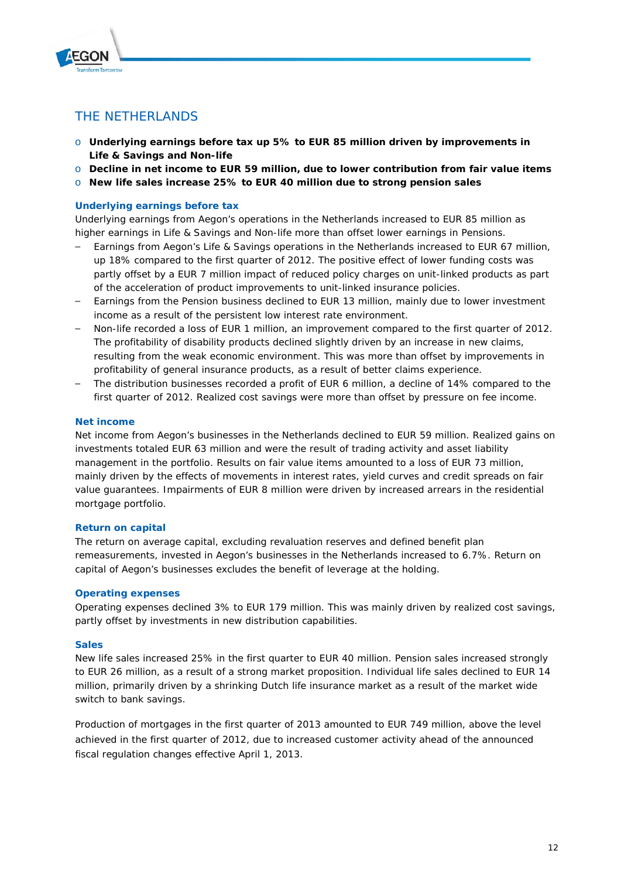# THE NETHERLANDS

- **Underlying earnings before tax up 5% to EUR 85 million driven by improvements in Life & Savings and Non-life**
- **Decline in net income to EUR 59 million, due to lower contribution from fair value items**
- **New life sales increase 25% to EUR 40 million due to strong pension sales**

### Underlying earnings before tax

Underlying earnings from Aegon's operations in the Netherlands increased to EUR 85 million as higher earnings in Life & Savings and Non-life more than offset lower earnings in Pensions.

- Earnings from Aegon's Life & Savings operations in the Netherlands increased to EUR 67 million, up 18% compared to the first quarter of 2012. The positive effect of lower funding costs was partly offset by a EUR 7 million impact of reduced policy charges on unit-linked products as part of the acceleration of product improvements to unit-linked insurance policies.
- Earnings from the Pension business declined to EUR 13 million, mainly due to lower investment income as a result of the persistent low interest rate environment.
- Non-life recorded a loss of EUR 1 million, an improvement compared to the first quarter of 2012. The profitability of disability products declined slightly driven by an increase in new claims, resulting from the weak economic environment. This was more than offset by improvements in profitability of general insurance products, as a result of better claims experience.
- The distribution businesses recorded a profit of EUR 6 million, a decline of 14% compared to the first quarter of 2012. Realized cost savings were more than offset by pressure on fee income.

### Net income

Net income from Aegon's businesses in the Netherlands declined to EUR 59 million. Realized gains on investments totaled EUR 63 million and were the result of trading activity and asset liability management in the portfolio. Results on fair value items amounted to a loss of EUR 73 million, mainly driven by the effects of movements in interest rates, yield curves and credit spreads on fair value guarantees. Impairments of EUR 8 million were driven by increased arrears in the residential mortgage portfolio.

### Return on capital

The return on average capital, excluding revaluation reserves and defined benefit plan remeasurements, invested in Aegon's businesses in the Netherlands increased to 6.7%. Return on capital of Aegon's businesses excludes the benefit of leverage at the holding.

### Operating expenses

Operating expenses declined 3% to EUR 179 million. This was mainly driven by realized cost savings, partly offset by investments in new distribution capabilities.

### Sales

New life sales increased 25% in the first quarter to EUR 40 million. Pension sales increased strongly to EUR 26 million, as a result of a strong market proposition. Individual life sales declined to EUR 14 million, primarily driven by a shrinking Dutch life insurance market as a result of the market wide switch to bank savings.

Production of mortgages in the first quarter of 2013 amounted to EUR 749 million, above the level achieved in the first quarter of 2012, due to increased customer activity ahead of the announced fiscal regulation changes effective April 1, 2013.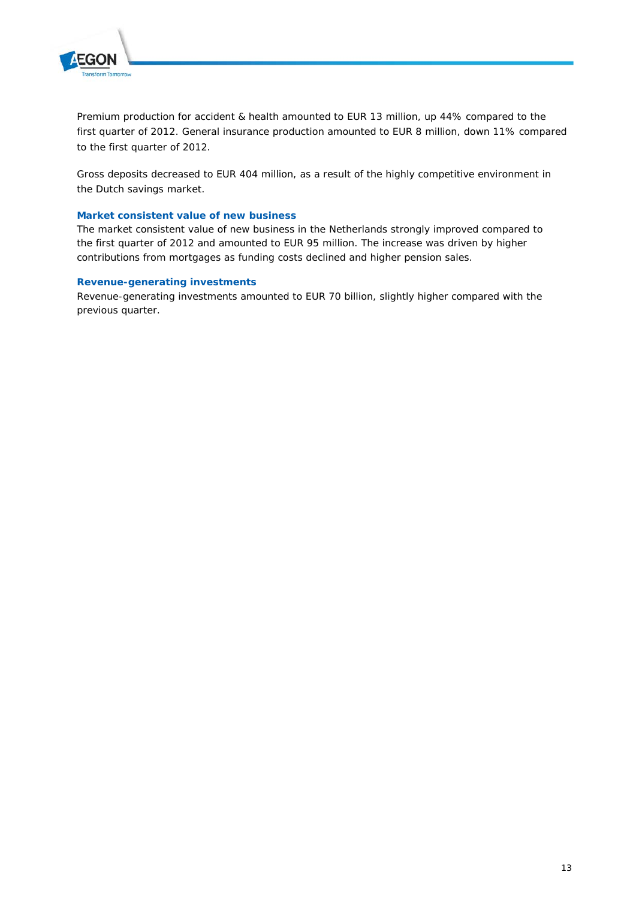Premium production for accident & health amounted to EUR 13 million, up 44% compared to the first quarter of 2012. General insurance production amounted to EUR 8 million, down 11% compared to the first quarter of 2012.

Gross deposits decreased to EUR 404 million, as a result of the highly competitive environment in the Dutch savings market.

### Market consistent value of new business

The market consistent value of new business in the Netherlands strongly improved compared to the first quarter of 2012 and amounted to EUR 95 million. The increase was driven by higher contributions from mortgages as funding costs declined and higher pension sales.

### Revenue-generating investments

Revenue-generating investments amounted to EUR 70 billion, slightly higher compared with the previous quarter.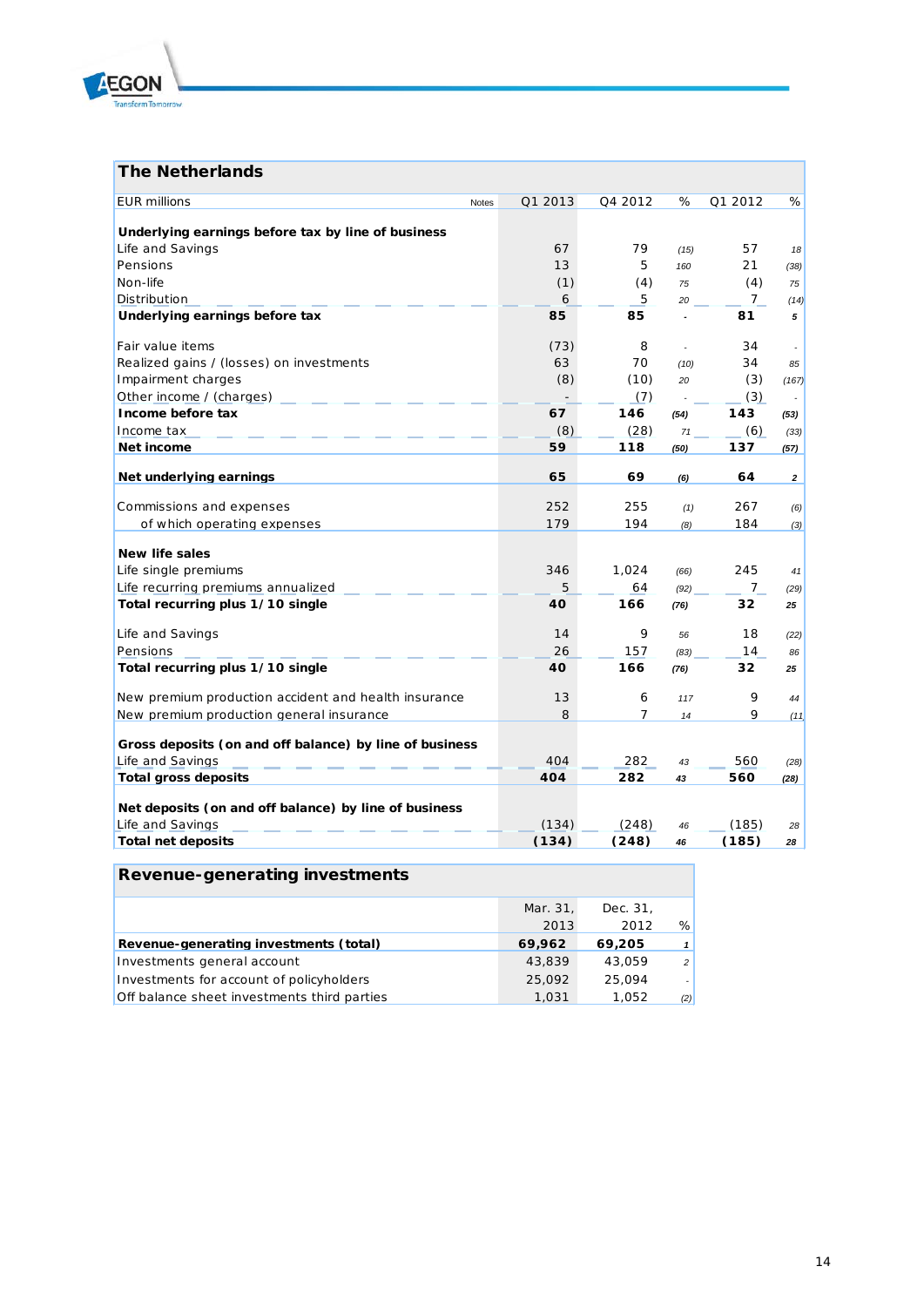## The Netherlands

| EUR millions | Notes | Q1 2013 | Q4 2012 | % | Q1 2012 | % |
|---|---|---|---|---|---|---|
| **Underlying earnings before tax by line of business** | | | | | | |
| Life and Savings | | 67 | 79 | (15) | 57 | 18 |
| Pensions | | 13 | 5 | 160 | 21 | (38) |
| Non-life | | (1) | (4) | 75 | (4) | 75 |
| Distribution | | 6 | 5 | 20 | 7 | (14) |
| **Underlying earnings before tax** | | **85** | **85** | **-** | **81** | **5** |
| | | | | | | |
| Fair value items | | (73) | 8 | - | 34 | - |
| Realized gains / (losses) on investments | | 63 | 70 | (10) | 34 | 85 |
| Impairment charges | | (8) | (10) | 20 | (3) | (167) |
| Other income / (charges) | | - | (7) | - | (3) | - |
| **Income before tax** | | **67** | **146** | **(54)** | **143** | **(53)** |
| Income tax | | (8) | (28) | 71 | (6) | (33) |
| **Net income** | | **59** | **118** | **(50)** | **137** | **(57)** |
| | | | | | | |
| **Net underlying earnings** | | **65** | **69** | **(6)** | **64** | **2** |
| | | | | | | |
| Commissions and expenses | | 252 | 255 | (1) | 267 | (6) |
| of which operating expenses | | 179 | 194 | (8) | 184 | (3) |
| | | | | | | |
| **New life sales** | | | | | | |
| Life single premiums | | 346 | 1,024 | (66) | 245 | 41 |
| Life recurring premiums annualized | | 5 | 64 | (92) | 7 | (29) |
| **Total recurring plus 1/10 single** | | **40** | **166** | **(76)** | **32** | **25** |
| | | | | | | |
| Life and Savings | | 14 | 9 | 56 | 18 | (22) |
| Pensions | | 26 | 157 | (83) | 14 | 86 |
| **Total recurring plus 1/10 single** | | **40** | **166** | **(76)** | **32** | **25** |
| | | | | | | |
| New premium production accident and health insurance | | 13 | 6 | 117 | 9 | 44 |
| New premium production general insurance | | 8 | 7 | 14 | 9 | (11) |
| | | | | | | |
| **Gross deposits (on and off balance) by line of business** | | | | | | |
| Life and Savings | | 404 | 282 | 43 | 560 | (28) |
| **Total gross deposits** | | **404** | **282** | **43** | **560** | **(28)** |
| | | | | | | |
| **Net deposits (on and off balance) by line of business** | | | | | | |
| Life and Savings | | (134) | (248) | 46 | (185) | 28 |
| **Total net deposits** | | **(134)** | **(248)** | **46** | **(185)** | **28** |

## Revenue-generating investments

| | Mar. 31, 2013 | Dec. 31, 2012 | % |
|---|---|---|---|
| **Revenue-generating investments (total)** | **69,962** | **69,205** | **1** |
| Investments general account | 43,839 | 43,059 | 2 |
| Investments for account of policyholders | 25,092 | 25,094 | - |
| Off balance sheet investments third parties | 1,031 | 1,052 | (2) |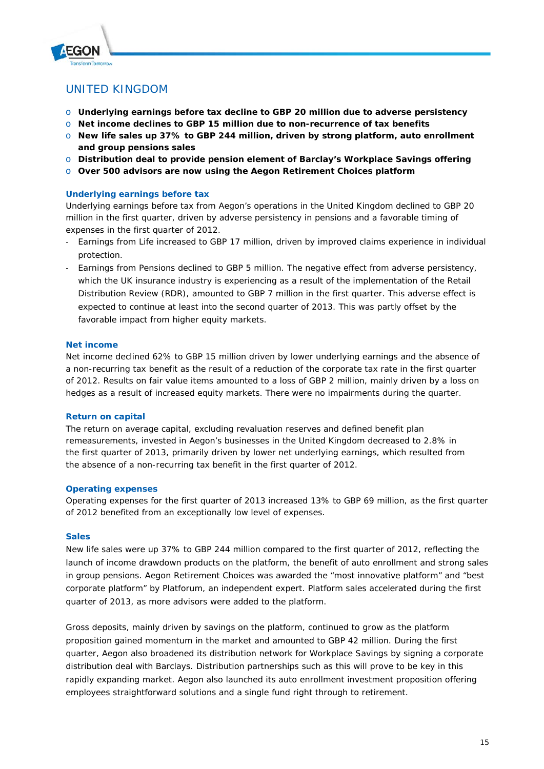## UNITED KINGDOM

- **Underlying earnings before tax decline to GBP 20 million due to adverse persistency**
- **Net income declines to GBP 15 million due to non-recurrence of tax benefits**
- **New life sales up 37% to GBP 244 million, driven by strong platform, auto enrollment and group pensions sales**
- **Distribution deal to provide pension element of Barclay's Workplace Savings offering**
- **Over 500 advisors are now using the Aegon Retirement Choices platform**

### Underlying earnings before tax

Underlying earnings before tax from Aegon's operations in the United Kingdom declined to GBP 20 million in the first quarter, driven by adverse persistency in pensions and a favorable timing of expenses in the first quarter of 2012.

- Earnings from Life increased to GBP 17 million, driven by improved claims experience in individual protection.
- Earnings from Pensions declined to GBP 5 million. The negative effect from adverse persistency, which the UK insurance industry is experiencing as a result of the implementation of the Retail Distribution Review (RDR), amounted to GBP 7 million in the first quarter. This adverse effect is expected to continue at least into the second quarter of 2013. This was partly offset by the favorable impact from higher equity markets.

### Net income

Net income declined 62% to GBP 15 million driven by lower underlying earnings and the absence of a non-recurring tax benefit as the result of a reduction of the corporate tax rate in the first quarter of 2012. Results on fair value items amounted to a loss of GBP 2 million, mainly driven by a loss on hedges as a result of increased equity markets. There were no impairments during the quarter.

### Return on capital

The return on average capital, excluding revaluation reserves and defined benefit plan remeasurements, invested in Aegon's businesses in the United Kingdom decreased to 2.8% in the first quarter of 2013, primarily driven by lower net underlying earnings, which resulted from the absence of a non-recurring tax benefit in the first quarter of 2012.

### Operating expenses

Operating expenses for the first quarter of 2013 increased 13% to GBP 69 million, as the first quarter of 2012 benefited from an exceptionally low level of expenses.

### Sales

New life sales were up 37% to GBP 244 million compared to the first quarter of 2012, reflecting the launch of income drawdown products on the platform, the benefit of auto enrollment and strong sales in group pensions. Aegon Retirement Choices was awarded the "most innovative platform" and "best corporate platform" by Platforum, an independent expert. Platform sales accelerated during the first quarter of 2013, as more advisors were added to the platform.

Gross deposits, mainly driven by savings on the platform, continued to grow as the platform proposition gained momentum in the market and amounted to GBP 42 million. During the first quarter, Aegon also broadened its distribution network for Workplace Savings by signing a corporate distribution deal with Barclays. Distribution partnerships such as this will prove to be key in this rapidly expanding market. Aegon also launched its auto enrollment investment proposition offering employees straightforward solutions and a single fund right through to retirement.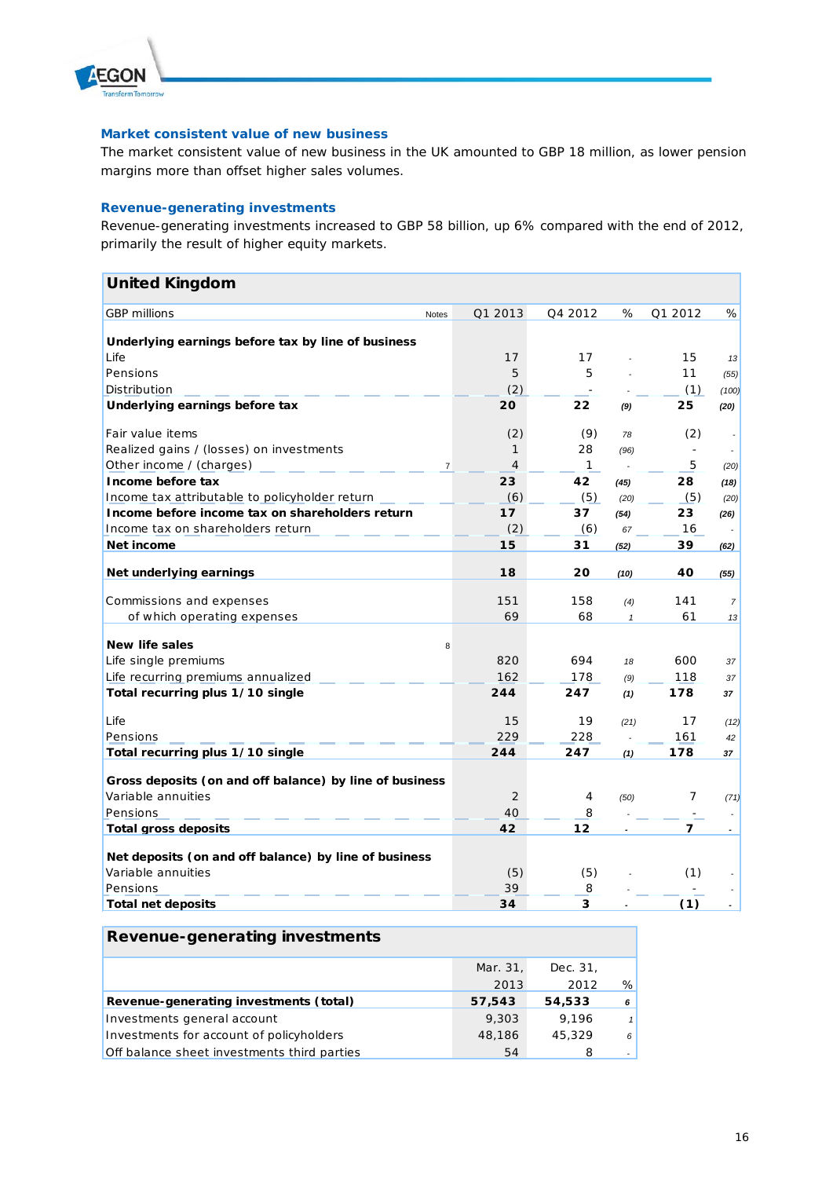### Market consistent value of new business

The market consistent value of new business in the UK amounted to GBP 18 million, as lower pension margins more than offset higher sales volumes.

### Revenue-generating investments

Revenue-generating investments increased to GBP 58 billion, up 6% compared with the end of 2012, primarily the result of higher equity markets.

## United Kingdom

| GBP millions | Notes | Q1 2013 | Q4 2012 | % | Q1 2012 | % |
|---|---|---|---|---|---|---|
| **Underlying earnings before tax by line of business** | | | | | | |
| Life | | 17 | 17 | - | 15 | 13 |
| Pensions | | 5 | 5 | - | 11 | (55) |
| Distribution | | (2) | - | - | (1) | (100) |
| **Underlying earnings before tax** | | **20** | **22** | **(9)** | **25** | **(20)** |
| | | | | | | |
| Fair value items | | (2) | (9) | 78 | (2) | - |
| Realized gains / (losses) on investments | | 1 | 28 | (96) | - | - |
| Other income / (charges) | 7 | 4 | 1 | - | 5 | (20) |
| **Income before tax** | | **23** | **42** | **(45)** | **28** | **(18)** |
| Income tax attributable to policyholder return | | (6) | (5) | (20) | (5) | (20) |
| **Income before income tax on shareholders return** | | **17** | **37** | **(54)** | **23** | **(26)** |
| Income tax on shareholders return | | (2) | (6) | 67 | 16 | - |
| **Net income** | | **15** | **31** | **(52)** | **39** | **(62)** |
| | | | | | | |
| **Net underlying earnings** | | **18** | **20** | **(10)** | **40** | **(55)** |
| | | | | | | |
| Commissions and expenses | | 151 | 158 | (4) | 141 | 7 |
| of which operating expenses | | 69 | 68 | 1 | 61 | 13 |
| | | | | | | |
| **New life sales** | 8 | | | | | |
| Life single premiums | | 820 | 694 | 18 | 600 | 37 |
| Life recurring premiums annualized | | 162 | 178 | (9) | 118 | 37 |
| **Total recurring plus 1/10 single** | | **244** | **247** | **(1)** | **178** | **37** |
| | | | | | | |
| Life | | 15 | 19 | (21) | 17 | (12) |
| Pensions | | 229 | 228 | - | 161 | 42 |
| **Total recurring plus 1/10 single** | | **244** | **247** | **(1)** | **178** | **37** |
| | | | | | | |
| **Gross deposits (on and off balance) by line of business** | | | | | | |
| Variable annuities | | 2 | 4 | (50) | 7 | (71) |
| Pensions | | 40 | 8 | - | - | - |
| **Total gross deposits** | | **42** | **12** | **-** | **7** | **-** |
| | | | | | | |
| **Net deposits (on and off balance) by line of business** | | | | | | |
| Variable annuities | | (5) | (5) | - | (1) | - |
| Pensions | | 39 | 8 | - | - | - |
| **Total net deposits** | | **34** | **3** | **-** | **(1)** | **-** |

## Revenue-generating investments

| | Mar. 31, 2013 | Dec. 31, 2012 | % |
|---|---|---|---|
| **Revenue-generating investments (total)** | **57,543** | **54,533** | **6** |
| Investments general account | 9,303 | 9,196 | 1 |
| Investments for account of policyholders | 48,186 | 45,329 | 6 |
| Off balance sheet investments third parties | 54 | 8 | - |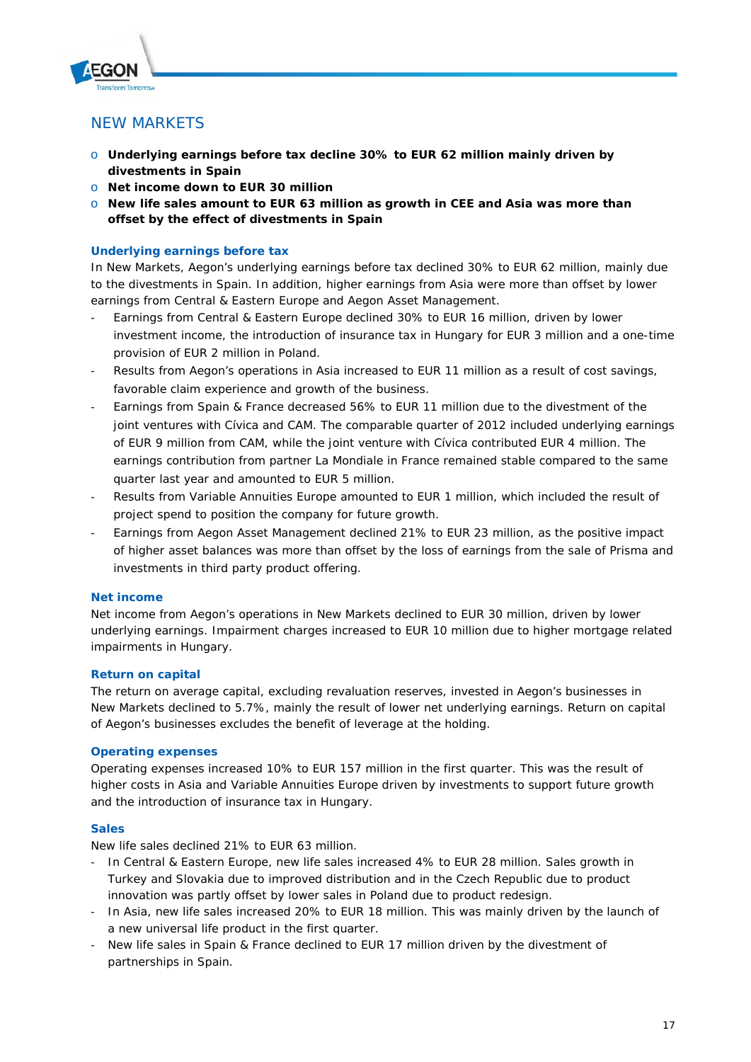## NEW MARKETS

- **Underlying earnings before tax decline 30% to EUR 62 million mainly driven by divestments in Spain**
- **Net income down to EUR 30 million**
- **New life sales amount to EUR 63 million as growth in CEE and Asia was more than offset by the effect of divestments in Spain**

### Underlying earnings before tax

In New Markets, Aegon's underlying earnings before tax declined 30% to EUR 62 million, mainly due to the divestments in Spain. In addition, higher earnings from Asia were more than offset by lower earnings from Central & Eastern Europe and Aegon Asset Management.

- Earnings from Central & Eastern Europe declined 30% to EUR 16 million, driven by lower investment income, the introduction of insurance tax in Hungary for EUR 3 million and a one-time provision of EUR 2 million in Poland.
- Results from Aegon's operations in Asia increased to EUR 11 million as a result of cost savings, favorable claim experience and growth of the business.
- Earnings from Spain & France decreased 56% to EUR 11 million due to the divestment of the joint ventures with Cívica and CAM. The comparable quarter of 2012 included underlying earnings of EUR 9 million from CAM, while the joint venture with Cívica contributed EUR 4 million. The earnings contribution from partner La Mondiale in France remained stable compared to the same quarter last year and amounted to EUR 5 million.
- Results from Variable Annuities Europe amounted to EUR 1 million, which included the result of project spend to position the company for future growth.
- Earnings from Aegon Asset Management declined 21% to EUR 23 million, as the positive impact of higher asset balances was more than offset by the loss of earnings from the sale of Prisma and investments in third party product offering.

### Net income

Net income from Aegon's operations in New Markets declined to EUR 30 million, driven by lower underlying earnings. Impairment charges increased to EUR 10 million due to higher mortgage related impairments in Hungary.

### Return on capital

The return on average capital, excluding revaluation reserves, invested in Aegon's businesses in New Markets declined to 5.7%, mainly the result of lower net underlying earnings. Return on capital of Aegon's businesses excludes the benefit of leverage at the holding.

### Operating expenses

Operating expenses increased 10% to EUR 157 million in the first quarter. This was the result of higher costs in Asia and Variable Annuities Europe driven by investments to support future growth and the introduction of insurance tax in Hungary.

### Sales

New life sales declined 21% to EUR 63 million.

- In Central & Eastern Europe, new life sales increased 4% to EUR 28 million. Sales growth in Turkey and Slovakia due to improved distribution and in the Czech Republic due to product innovation was partly offset by lower sales in Poland due to product redesign.
- In Asia, new life sales increased 20% to EUR 18 million. This was mainly driven by the launch of a new universal life product in the first quarter.
- New life sales in Spain & France declined to EUR 17 million driven by the divestment of partnerships in Spain.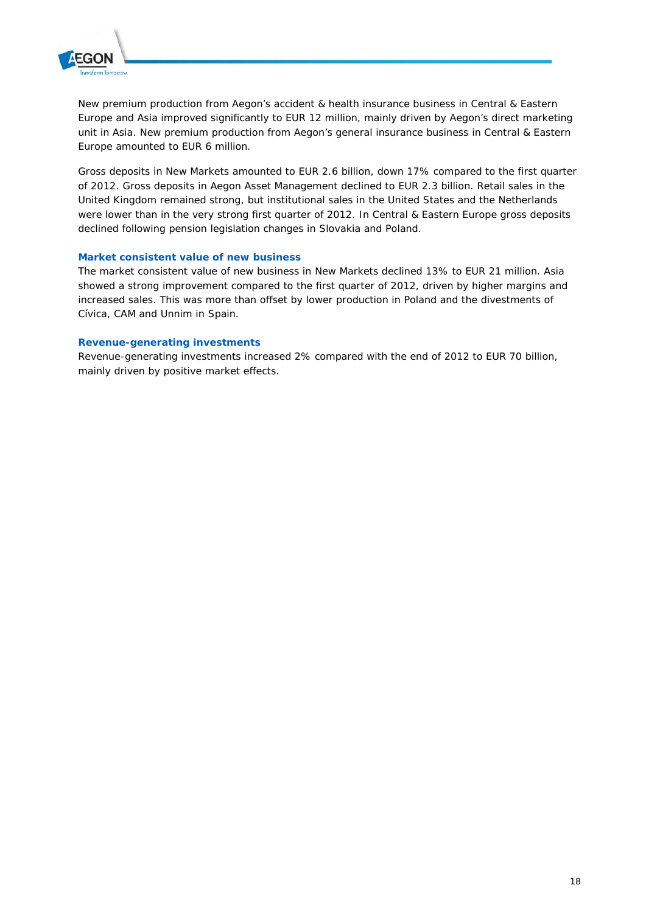New premium production from Aegon's accident & health insurance business in Central & Eastern Europe and Asia improved significantly to EUR 12 million, mainly driven by Aegon's direct marketing unit in Asia. New premium production from Aegon's general insurance business in Central & Eastern Europe amounted to EUR 6 million.

Gross deposits in New Markets amounted to EUR 2.6 billion, down 17% compared to the first quarter of 2012. Gross deposits in Aegon Asset Management declined to EUR 2.3 billion. Retail sales in the United Kingdom remained strong, but institutional sales in the United States and the Netherlands were lower than in the very strong first quarter of 2012. In Central & Eastern Europe gross deposits declined following pension legislation changes in Slovakia and Poland.

### Market consistent value of new business

The market consistent value of new business in New Markets declined 13% to EUR 21 million. Asia showed a strong improvement compared to the first quarter of 2012, driven by higher margins and increased sales. This was more than offset by lower production in Poland and the divestments of Cívica, CAM and Unnim in Spain.

### Revenue-generating investments

Revenue-generating investments increased 2% compared with the end of 2012 to EUR 70 billion, mainly driven by positive market effects.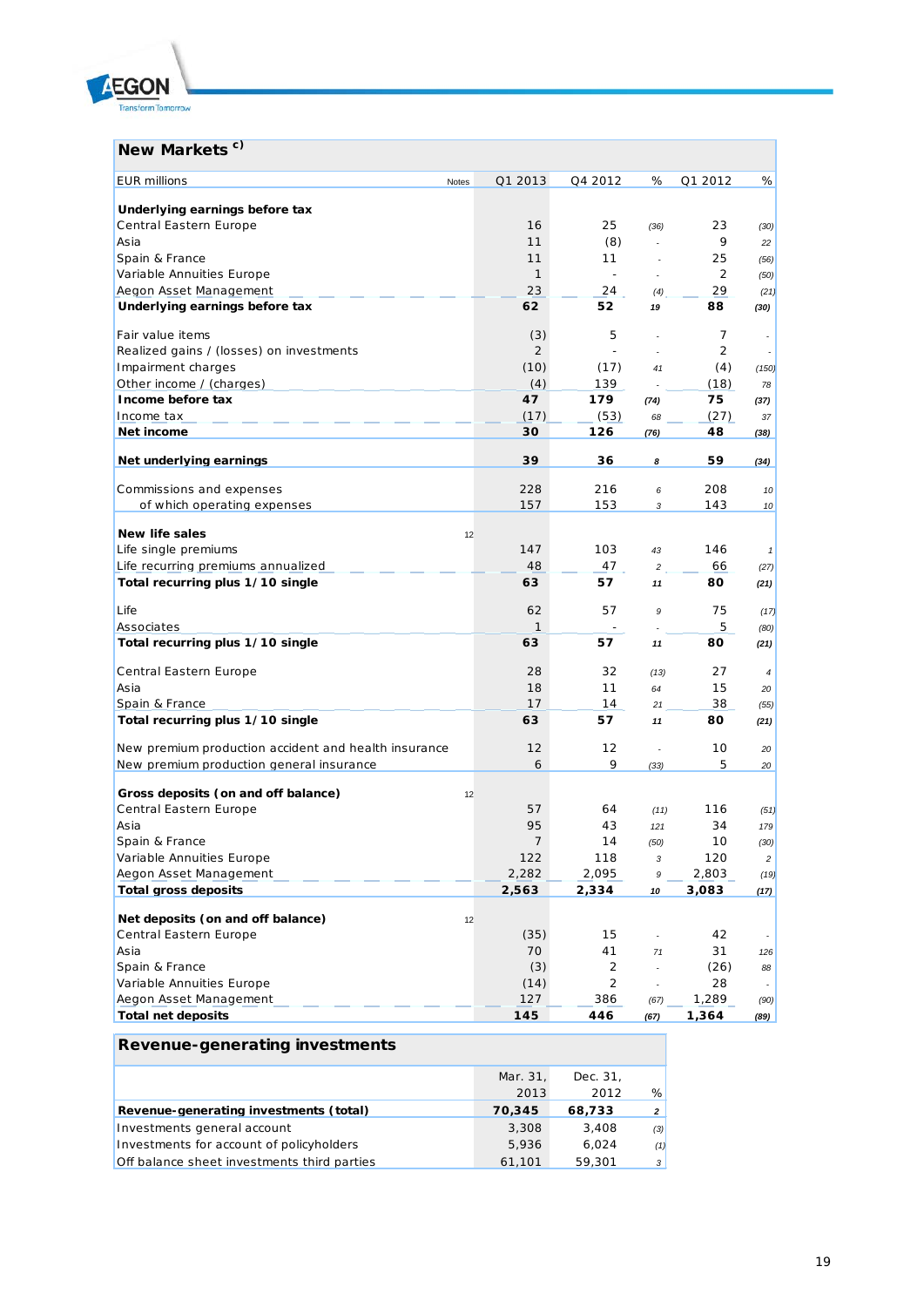## New Markets [c)]

| EUR millions | Notes | Q1 2013 | Q4 2012 | % | Q1 2012 | % |
|---|---|---|---|---|---|---|
| **Underlying earnings before tax** | | | | | | |
| Central Eastern Europe | | 16 | 25 | (36) | 23 | (30) |
| Asia | | 11 | (8) | - | 9 | 22 |
| Spain & France | | 11 | 11 | - | 25 | (56) |
| Variable Annuities Europe | | 1 | - | - | 2 | (50) |
| Aegon Asset Management | | 23 | 24 | (4) | 29 | (21) |
| **Underlying earnings before tax** | | **62** | **52** | **19** | **88** | **(30)** |
| | | | | | | |
| Fair value items | | (3) | 5 | - | 7 | - |
| Realized gains / (losses) on investments | | 2 | - | - | 2 | - |
| Impairment charges | | (10) | (17) | 41 | (4) | (150) |
| Other income / (charges) | | (4) | 139 | - | (18) | 78 |
| **Income before tax** | | **47** | **179** | **(74)** | **75** | **(37)** |
| Income tax | | (17) | (53) | 68 | (27) | 37 |
| **Net income** | | **30** | **126** | **(76)** | **48** | **(38)** |
| | | | | | | |
| **Net underlying earnings** | | **39** | **36** | **8** | **59** | **(34)** |
| | | | | | | |
| Commissions and expenses | | 228 | 216 | 6 | 208 | 10 |
| of which operating expenses | | 157 | 153 | 3 | 143 | 10 |
| | | | | | | |
| **New life sales** | 12 | | | | | |
| Life single premiums | | 147 | 103 | 43 | 146 | 1 |
| Life recurring premiums annualized | | 48 | 47 | 2 | 66 | (27) |
| **Total recurring plus 1/10 single** | | **63** | **57** | **11** | **80** | **(21)** |
| | | | | | | |
| Life | | 62 | 57 | 9 | 75 | (17) |
| Associates | | 1 | - | - | 5 | (80) |
| **Total recurring plus 1/10 single** | | **63** | **57** | **11** | **80** | **(21)** |
| | | | | | | |
| Central Eastern Europe | | 28 | 32 | (13) | 27 | 4 |
| Asia | | 18 | 11 | 64 | 15 | 20 |
| Spain & France | | 17 | 14 | 21 | 38 | (55) |
| **Total recurring plus 1/10 single** | | **63** | **57** | **11** | **80** | **(21)** |
| | | | | | | |
| New premium production accident and health insurance | | 12 | 12 | - | 10 | 20 |
| New premium production general insurance | | 6 | 9 | (33) | 5 | 20 |
| | | | | | | |
| **Gross deposits (on and off balance)** | 12 | | | | | |
| Central Eastern Europe | | 57 | 64 | (11) | 116 | (51) |
| Asia | | 95 | 43 | 121 | 34 | 179 |
| Spain & France | | 7 | 14 | (50) | 10 | (30) |
| Variable Annuities Europe | | 122 | 118 | 3 | 120 | 2 |
| Aegon Asset Management | | 2,282 | 2,095 | 9 | 2,803 | (19) |
| **Total gross deposits** | | **2,563** | **2,334** | **10** | **3,083** | **(17)** |
| | | | | | | |
| **Net deposits (on and off balance)** | 12 | | | | | |
| Central Eastern Europe | | (35) | 15 | - | 42 | - |
| Asia | | 70 | 41 | 71 | 31 | 126 |
| Spain & France | | (3) | 2 | - | (26) | 88 |
| Variable Annuities Europe | | (14) | 2 | - | 28 | - |
| Aegon Asset Management | | 127 | 386 | (67) | 1,289 | (90) |
| **Total net deposits** | | **145** | **446** | **(67)** | **1,364** | **(89)** |

## Revenue-generating investments

| | Mar. 31, 2013 | Dec. 31, 2012 | % |
|---|---|---|---|
| **Revenue-generating investments (total)** | **70,345** | **68,733** | **2** |
| Investments general account | 3,308 | 3,408 | (3) |
| Investments for account of policyholders | 5,936 | 6,024 | (1) |
| Off balance sheet investments third parties | 61,101 | 59,301 | 3 |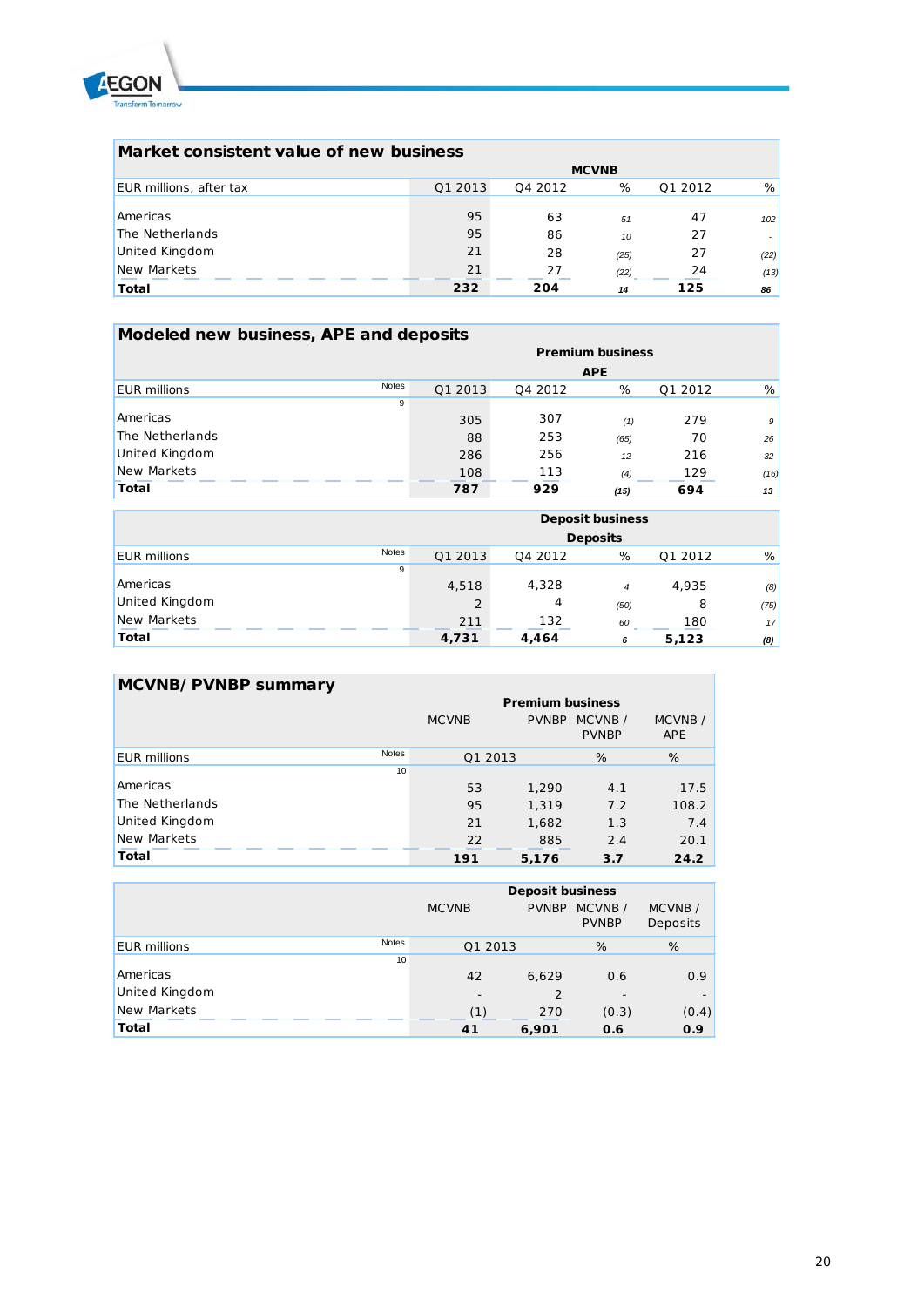## Market consistent value of new business

| EUR millions, after tax | MCVNB | | | | |
|---|---|---|---|---|---|
| | Q1 2013 | Q4 2012 | % | Q1 2012 | % |
| Americas | 95 | 63 | 51 | 47 | 102 |
| The Netherlands | 95 | 86 | 10 | 27 | - |
| United Kingdom | 21 | 28 | (25) | 27 | (22) |
| New Markets | 21 | 27 | (22) | 24 | (13) |
| **Total** | **232** | **204** | **14** | **125** | **86** |

## Modeled new business, APE and deposits

| EUR millions | Notes | Premium business APE | | | | |
|---|---|---|---|---|---|---|
| | | Q1 2013 | Q4 2012 | % | Q1 2012 | % |
| | 9 | | | | | |
| Americas | | 305 | 307 | (1) | 279 | 9 |
| The Netherlands | | 88 | 253 | (65) | 70 | 26 |
| United Kingdom | | 286 | 256 | 12 | 216 | 32 |
| New Markets | | 108 | 113 | (4) | 129 | (16) |
| **Total** | | **787** | **929** | **(15)** | **694** | **13** |

| EUR millions | Notes | Deposit business Deposits | | | | |
|---|---|---|---|---|---|---|
| | | Q1 2013 | Q4 2012 | % | Q1 2012 | % |
| | 9 | | | | | |
| Americas | | 4,518 | 4,328 | 4 | 4,935 | (8) |
| United Kingdom | | 2 | 4 | (50) | 8 | (75) |
| New Markets | | 211 | 132 | 60 | 180 | 17 |
| **Total** | | **4,731** | **4,464** | **6** | **5,123** | **(8)** |

## MCVNB/ PVNBP summary

| EUR millions | Notes | Premium business | | | |
|---|---|---|---|---|---|
| | | MCVNB | PVNBP | MCVNB / PVNBP | MCVNB / APE |
| | | Q1 2013 | | % | % |
| | 10 | | | | |
| Americas | | 53 | 1,290 | 4.1 | 17.5 |
| The Netherlands | | 95 | 1,319 | 7.2 | 108.2 |
| United Kingdom | | 21 | 1,682 | 1.3 | 7.4 |
| New Markets | | 22 | 885 | 2.4 | 20.1 |
| **Total** | | **191** | **5,176** | **3.7** | **24.2** |

| EUR millions | Notes | Deposit business | | | |
|---|---|---|---|---|---|
| | | MCVNB | PVNBP | MCVNB / PVNBP | MCVNB / Deposits |
| | | Q1 2013 | | % | % |
| | 10 | | | | |
| Americas | | 42 | 6,629 | 0.6 | 0.9 |
| United Kingdom | | - | 2 | - | - |
| New Markets | | (1) | 270 | (0.3) | (0.4) |
| **Total** | | **41** | **6,901** | **0.6** | **0.9** |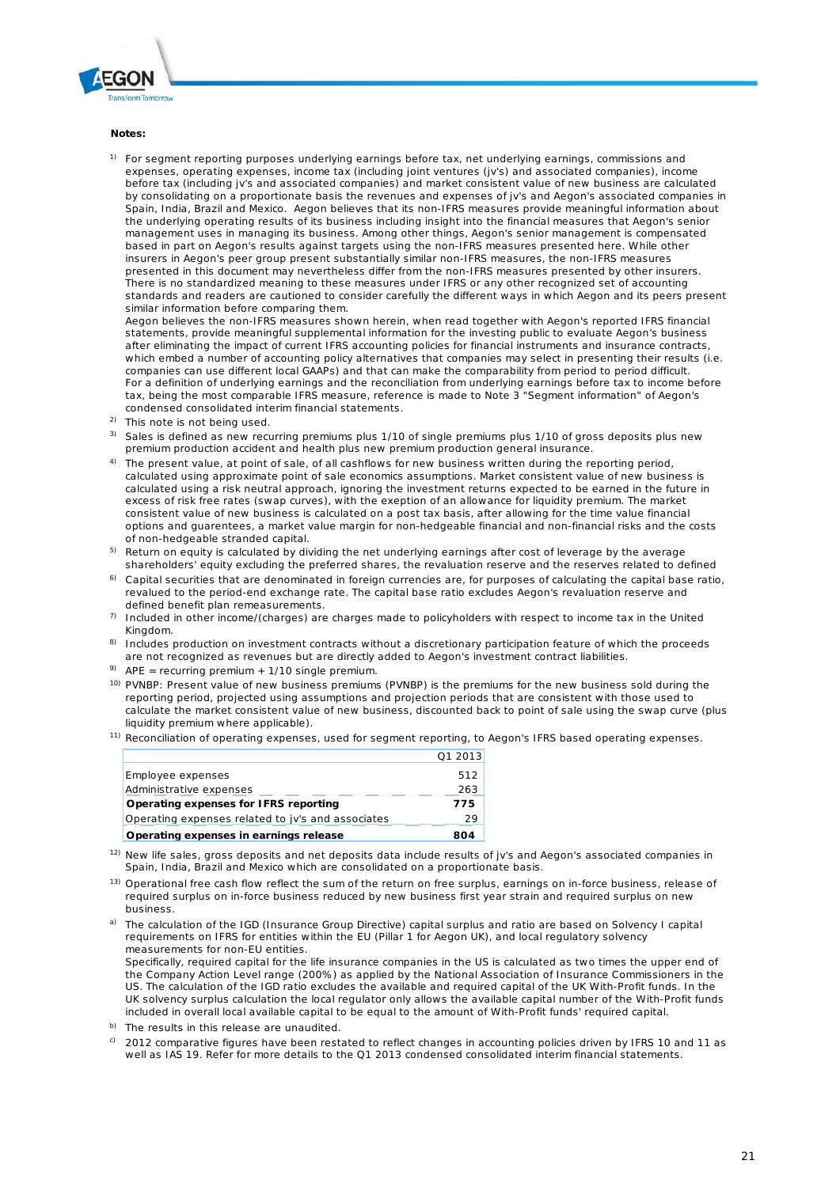**Notes:**

1) For segment reporting purposes underlying earnings before tax, net underlying earnings, commissions and expenses, operating expenses, income tax (including joint ventures (jv's) and associated companies), income before tax (including jv's and associated companies) and market consistent value of new business are calculated by consolidating on a proportionate basis the revenues and expenses of jv's and Aegon's associated companies in Spain, India, Brazil and Mexico. Aegon believes that its non-IFRS measures provide meaningful information about the underlying operating results of its business including insight into the financial measures that Aegon's senior management uses in managing its business. Among other things, Aegon's senior management is compensated based in part on Aegon's results against targets using the non-IFRS measures presented here. While other insurers in Aegon's peer group present substantially similar non-IFRS measures, the non-IFRS measures presented in this document may nevertheless differ from the non-IFRS measures presented by other insurers. There is no standardized meaning to these measures under IFRS or any other recognized set of accounting standards and readers are cautioned to consider carefully the different ways in which Aegon and its peers present similar information before comparing them.
   Aegon believes the non-IFRS measures shown herein, when read together with Aegon's reported IFRS financial statements, provide meaningful supplemental information for the investing public to evaluate Aegon's business after eliminating the impact of current IFRS accounting policies for financial instruments and insurance contracts, which embed a number of accounting policy alternatives that companies may select in presenting their results (i.e. companies can use different local GAAPs) and that can make the comparability from period to period difficult.
   For a definition of underlying earnings and the reconciliation from underlying earnings before tax to income before tax, being the most comparable IFRS measure, reference is made to Note 3 "Segment information" of Aegon's condensed consolidated interim financial statements.

2) This note is not being used.

3) Sales is defined as new recurring premiums plus 1/10 of single premiums plus 1/10 of gross deposits plus new premium production accident and health plus new premium production general insurance.

4) The present value, at point of sale, of all cashflows for new business written during the reporting period, calculated using approximate point of sale economics assumptions. Market consistent value of new business is calculated using a risk neutral approach, ignoring the investment returns expected to be earned in the future in excess of risk free rates (swap curves), with the exeption of an allowance for liquidity premium. The market consistent value of new business is calculated on a post tax basis, after allowing for the time value financial options and guarentees, a market value margin for non-hedgeable financial and non-financial risks and the costs of non-hedgeable stranded capital.

5) Return on equity is calculated by dividing the net underlying earnings after cost of leverage by the average shareholders' equity excluding the preferred shares, the revaluation reserve and the reserves related to defined

6) Capital securities that are denominated in foreign currencies are, for purposes of calculating the capital base ratio, revalued to the period-end exchange rate. The capital base ratio excludes Aegon's revaluation reserve and defined benefit plan remeasurements.

7) Included in other income/(charges) are charges made to policyholders with respect to income tax in the United Kingdom.

8) Includes production on investment contracts without a discretionary participation feature of which the proceeds are not recognized as revenues but are directly added to Aegon's investment contract liabilities.

9) APE = recurring premium + 1/10 single premium.

10) PVNBP: Present value of new business premiums (PVNBP) is the premiums for the new business sold during the reporting period, projected using assumptions and projection periods that are consistent with those used to calculate the market consistent value of new business, discounted back to point of sale using the swap curve (plus liquidity premium where applicable).

11) Reconciliation of operating expenses, used for segment reporting, to Aegon's IFRS based operating expenses.

| | Q1 2013 |
|---|---|
| Employee expenses | 512 |
| Administrative expenses | 263 |
| **Operating expenses for IFRS reporting** | **775** |
| Operating expenses related to jv's and associates | 29 |
| **Operating expenses in earnings release** | **804** |

12) New life sales, gross deposits and net deposits data include results of jv's and Aegon's associated companies in Spain, India, Brazil and Mexico which are consolidated on a proportionate basis.

13) Operational free cash flow reflect the sum of the return on free surplus, earnings on in-force business, release of required surplus on in-force business reduced by new business first year strain and required surplus on new business.

a) The calculation of the IGD (Insurance Group Directive) capital surplus and ratio are based on Solvency I capital requirements on IFRS for entities within the EU (Pillar 1 for Aegon UK), and local regulatory solvency measurements for non-EU entities.
   Specifically, required capital for the life insurance companies in the US is calculated as two times the upper end of the Company Action Level range (200%) as applied by the National Association of Insurance Commissioners in the US. The calculation of the IGD ratio excludes the available and required capital of the UK With-Profit funds. In the UK solvency surplus calculation the local regulator only allows the available capital number of the With-Profit funds included in overall local available capital to be equal to the amount of With-Profit funds' required capital.

b) The results in this release are unaudited.

c) 2012 comparative figures have been restated to reflect changes in accounting policies driven by IFRS 10 and 11 as well as IAS 19. Refer for more details to the Q1 2013 condensed consolidated interim financial statements.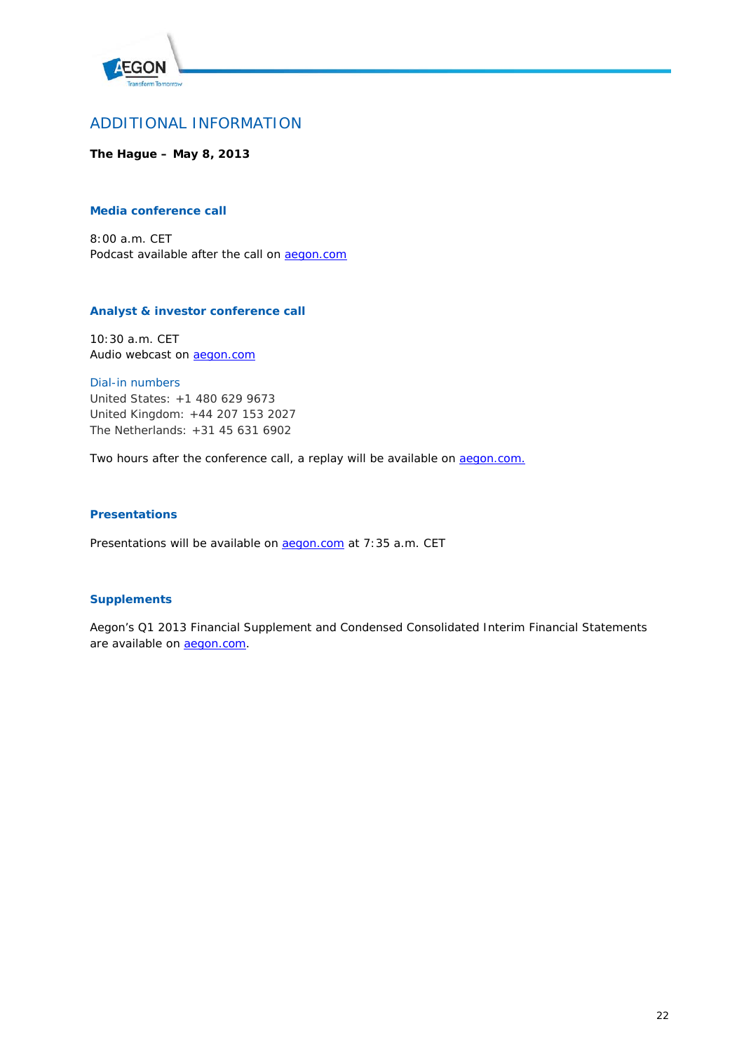## ADDITIONAL INFORMATION

**The Hague – May 8, 2013**

### Media conference call

8:00 a.m. CET
Podcast available after the call on aegon.com

### Analyst & investor conference call

10:30 a.m. CET
Audio webcast on aegon.com

Dial-in numbers
United States: +1 480 629 9673
United Kingdom: +44 207 153 2027
The Netherlands: +31 45 631 6902

Two hours after the conference call, a replay will be available on aegon.com.

### Presentations

Presentations will be available on aegon.com at 7:35 a.m. CET

### Supplements

Aegon's Q1 2013 Financial Supplement and Condensed Consolidated Interim Financial Statements are available on aegon.com.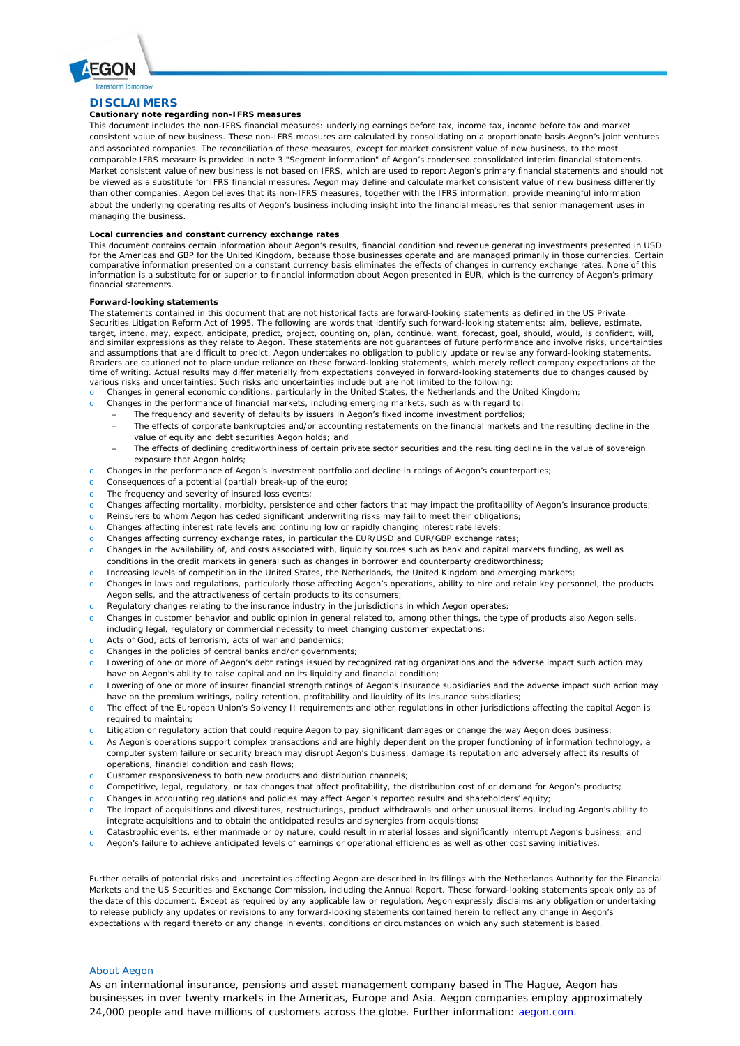## DISCLAIMERS

**Cautionary note regarding non-IFRS measures**

This document includes the non-IFRS financial measures: underlying earnings before tax, income tax, income before tax and market consistent value of new business. These non-IFRS measures are calculated by consolidating on a proportionate basis Aegon's joint ventures and associated companies. The reconciliation of these measures, except for market consistent value of new business, to the most comparable IFRS measure is provided in note 3 "Segment information" of Aegon's condensed consolidated interim financial statements. Market consistent value of new business is not based on IFRS, which are used to report Aegon's primary financial statements and should not be viewed as a substitute for IFRS financial measures. Aegon may define and calculate market consistent value of new business differently than other companies. Aegon believes that its non-IFRS measures, together with the IFRS information, provide meaningful information about the underlying operating results of Aegon's business including insight into the financial measures that senior management uses in managing the business.

**Local currencies and constant currency exchange rates**

This document contains certain information about Aegon's results, financial condition and revenue generating investments presented in USD for the Americas and GBP for the United Kingdom, because those businesses operate and are managed primarily in those currencies. Certain comparative information presented on a constant currency basis eliminates the effects of changes in currency exchange rates. None of this information is a substitute for or superior to financial information about Aegon presented in EUR, which is the currency of Aegon's primary financial statements.

**Forward-looking statements**

The statements contained in this document that are not historical facts are forward-looking statements as defined in the US Private Securities Litigation Reform Act of 1995. The following are words that identify such forward-looking statements: aim, believe, estimate, target, intend, may, expect, anticipate, predict, project, counting on, plan, continue, want, forecast, goal, should, would, is confident, will, and similar expressions as they relate to Aegon. These statements are not guarantees of future performance and involve risks, uncertainties and assumptions that are difficult to predict. Aegon undertakes no obligation to publicly update or revise any forward-looking statements. Readers are cautioned not to place undue reliance on these forward-looking statements, which merely reflect company expectations at the time of writing. Actual results may differ materially from expectations conveyed in forward-looking statements due to changes caused by various risks and uncertainties. Such risks and uncertainties include but are not limited to the following:

- Changes in general economic conditions, particularly in the United States, the Netherlands and the United Kingdom;
- Changes in the performance of financial markets, including emerging markets, such as with regard to:
  - The frequency and severity of defaults by issuers in Aegon's fixed income investment portfolios;
  - The effects of corporate bankruptcies and/or accounting restatements on the financial markets and the resulting decline in the value of equity and debt securities Aegon holds; and
  - The effects of declining creditworthiness of certain private sector securities and the resulting decline in the value of sovereign exposure that Aegon holds;
- Changes in the performance of Aegon's investment portfolio and decline in ratings of Aegon's counterparties;
- Consequences of a potential (partial) break-up of the euro;
- The frequency and severity of insured loss events;
- Changes affecting mortality, morbidity, persistence and other factors that may impact the profitability of Aegon's insurance products;
- Reinsurers to whom Aegon has ceded significant underwriting risks may fail to meet their obligations;
- Changes affecting interest rate levels and continuing low or rapidly changing interest rate levels;
- Changes affecting currency exchange rates, in particular the EUR/USD and EUR/GBP exchange rates;
- Changes in the availability of, and costs associated with, liquidity sources such as bank and capital markets funding, as well as conditions in the credit markets in general such as changes in borrower and counterparty creditworthiness;
- Increasing levels of competition in the United States, the Netherlands, the United Kingdom and emerging markets;
- Changes in laws and regulations, particularly those affecting Aegon's operations, ability to hire and retain key personnel, the products Aegon sells, and the attractiveness of certain products to its consumers;
- Regulatory changes relating to the insurance industry in the jurisdictions in which Aegon operates;
- Changes in customer behavior and public opinion in general related to, among other things, the type of products also Aegon sells, including legal, regulatory or commercial necessity to meet changing customer expectations;
- Acts of God, acts of terrorism, acts of war and pandemics;
- Changes in the policies of central banks and/or governments;
- Lowering of one or more of Aegon's debt ratings issued by recognized rating organizations and the adverse impact such action may have on Aegon's ability to raise capital and on its liquidity and financial condition;
- Lowering of one or more of insurer financial strength ratings of Aegon's insurance subsidiaries and the adverse impact such action may have on the premium writings, policy retention, profitability and liquidity of its insurance subsidiaries;
- The effect of the European Union's Solvency II requirements and other regulations in other jurisdictions affecting the capital Aegon is required to maintain;
- Litigation or regulatory action that could require Aegon to pay significant damages or change the way Aegon does business;
- As Aegon's operations support complex transactions and are highly dependent on the proper functioning of information technology, a computer system failure or security breach may disrupt Aegon's business, damage its reputation and adversely affect its results of operations, financial condition and cash flows;
- Customer responsiveness to both new products and distribution channels;
- Competitive, legal, regulatory, or tax changes that affect profitability, the distribution cost of or demand for Aegon's products;
- Changes in accounting regulations and policies may affect Aegon's reported results and shareholders' equity;
- The impact of acquisitions and divestitures, restructurings, product withdrawals and other unusual items, including Aegon's ability to integrate acquisitions and to obtain the anticipated results and synergies from acquisitions;
- Catastrophic events, either manmade or by nature, could result in material losses and significantly interrupt Aegon's business; and
- Aegon's failure to achieve anticipated levels of earnings or operational efficiencies as well as other cost saving initiatives.

Further details of potential risks and uncertainties affecting Aegon are described in its filings with the Netherlands Authority for the Financial Markets and the US Securities and Exchange Commission, including the Annual Report. These forward-looking statements speak only as of the date of this document. Except as required by any applicable law or regulation, Aegon expressly disclaims any obligation or undertaking to release publicly any updates or revisions to any forward-looking statements contained herein to reflect any change in Aegon's expectations with regard thereto or any change in events, conditions or circumstances on which any such statement is based.

### About Aegon

As an international insurance, pensions and asset management company based in The Hague, Aegon has businesses in over twenty markets in the Americas, Europe and Asia. Aegon companies employ approximately 24,000 people and have millions of customers across the globe. Further information: [aegon.com](http://aegon.com).